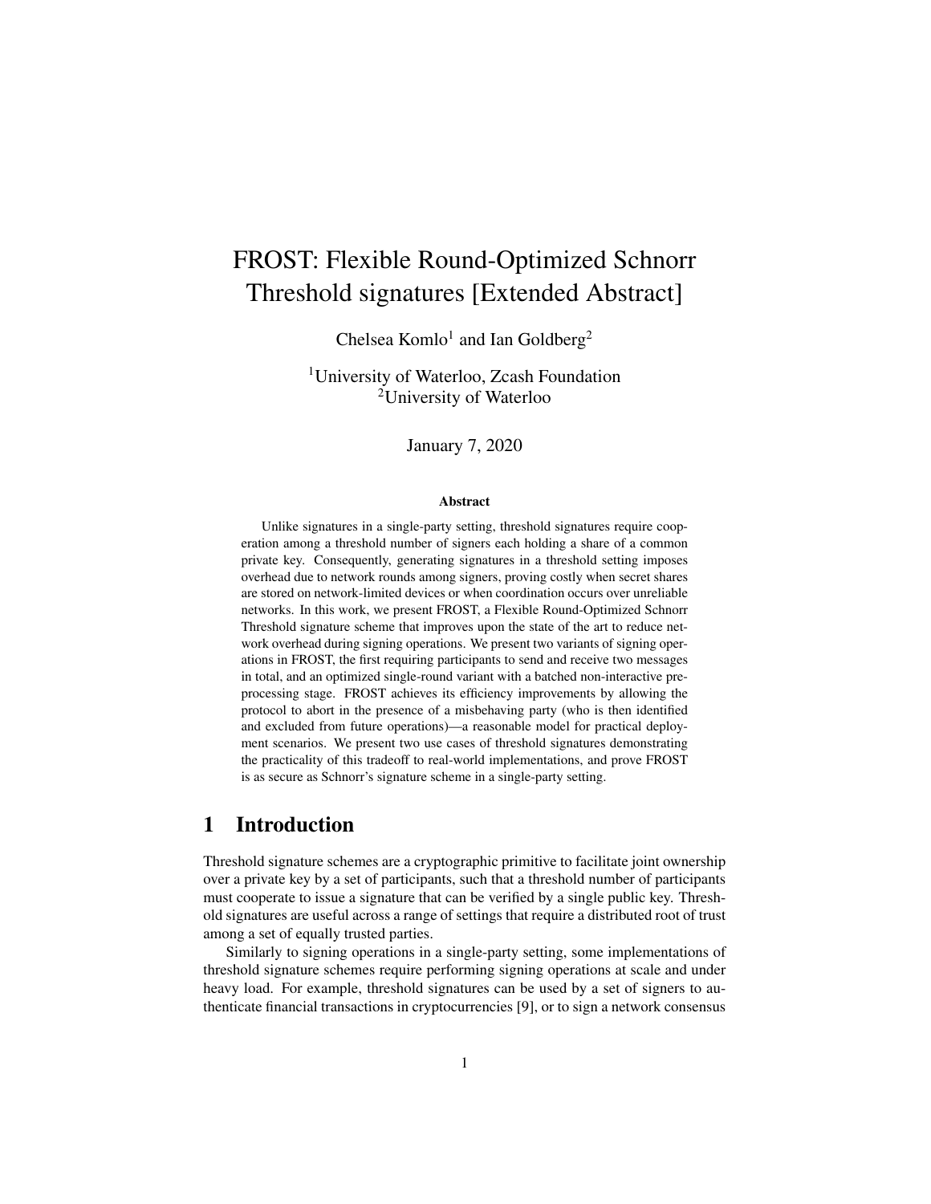# FROST: Flexible Round-Optimized Schnorr Threshold signatures [Extended Abstract]

Chelsea Komlo[1] and Ian Goldberg[2]

[1]University of Waterloo, Zcash Foundation
[2]University of Waterloo

January 7, 2020

### Abstract

Unlike signatures in a single-party setting, threshold signatures require cooperation among a threshold number of signers each holding a share of a common private key. Consequently, generating signatures in a threshold setting imposes overhead due to network rounds among signers, proving costly when secret shares are stored on network-limited devices or when coordination occurs over unreliable networks. In this work, we present FROST, a Flexible Round-Optimized Schnorr Threshold signature scheme that improves upon the state of the art to reduce network overhead during signing operations. We present two variants of signing operations in FROST, the first requiring participants to send and receive two messages in total, and an optimized single-round variant with a batched non-interactive preprocessing stage. FROST achieves its efficiency improvements by allowing the protocol to abort in the presence of a misbehaving party (who is then identified and excluded from future operations)—a reasonable model for practical deployment scenarios. We present two use cases of threshold signatures demonstrating the practicality of this tradeoff to real-world implementations, and prove FROST is as secure as Schnorr's signature scheme in a single-party setting.

## 1 Introduction

Threshold signature schemes are a cryptographic primitive to facilitate joint ownership over a private key by a set of participants, such that a threshold number of participants must cooperate to issue a signature that can be verified by a single public key. Threshold signatures are useful across a range of settings that require a distributed root of trust among a set of equally trusted parties.

Similarly to signing operations in a single-party setting, some implementations of threshold signature schemes require performing signing operations at scale and under heavy load. For example, threshold signatures can be used by a set of signers to authenticate financial transactions in cryptocurrencies [9], or to sign a network consensus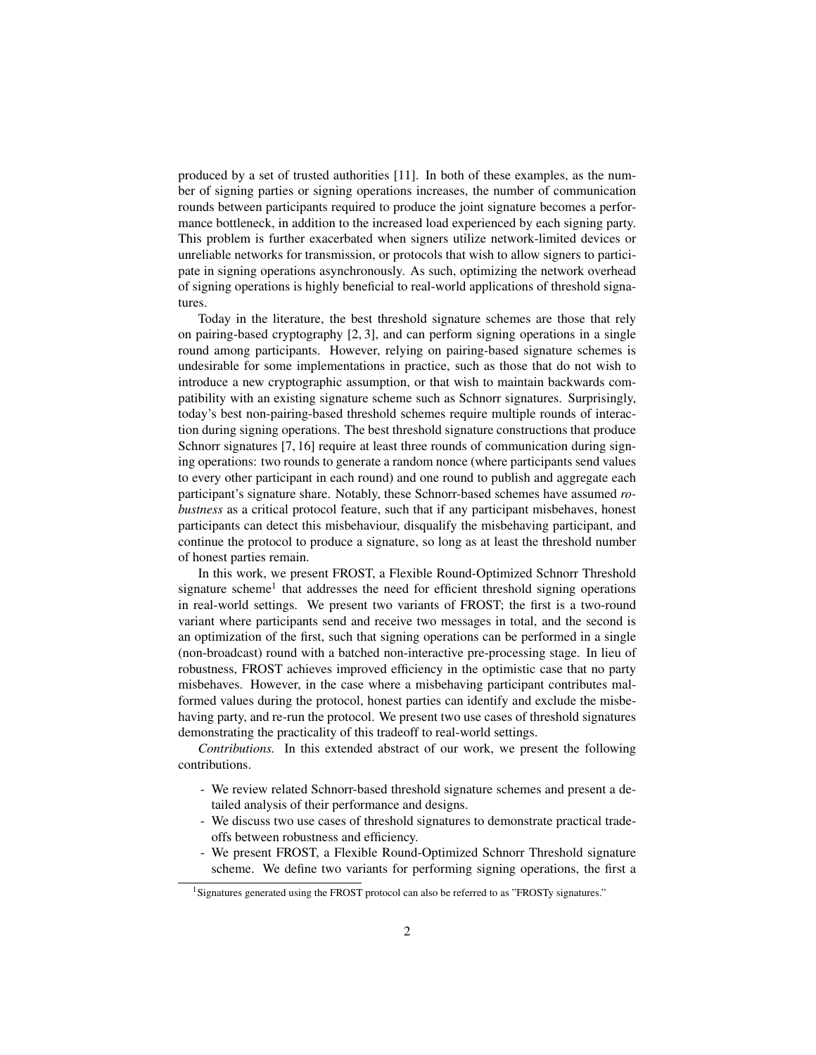produced by a set of trusted authorities [11]. In both of these examples, as the number of signing parties or signing operations increases, the number of communication rounds between participants required to produce the joint signature becomes a performance bottleneck, in addition to the increased load experienced by each signing party. This problem is further exacerbated when signers utilize network-limited devices or unreliable networks for transmission, or protocols that wish to allow signers to participate in signing operations asynchronously. As such, optimizing the network overhead of signing operations is highly beneficial to real-world applications of threshold signatures.

Today in the literature, the best threshold signature schemes are those that rely on pairing-based cryptography [2, 3], and can perform signing operations in a single round among participants. However, relying on pairing-based signature schemes is undesirable for some implementations in practice, such as those that do not wish to introduce a new cryptographic assumption, or that wish to maintain backwards compatibility with an existing signature scheme such as Schnorr signatures. Surprisingly, today's best non-pairing-based threshold schemes require multiple rounds of interaction during signing operations. The best threshold signature constructions that produce Schnorr signatures [7, 16] require at least three rounds of communication during signing operations: two rounds to generate a random nonce (where participants send values to every other participant in each round) and one round to publish and aggregate each participant's signature share. Notably, these Schnorr-based schemes have assumed *robustness* as a critical protocol feature, such that if any participant misbehaves, honest participants can detect this misbehaviour, disqualify the misbehaving participant, and continue the protocol to produce a signature, so long as at least the threshold number of honest parties remain.

In this work, we present FROST, a Flexible Round-Optimized Schnorr Threshold signature scheme[1] that addresses the need for efficient threshold signing operations in real-world settings. We present two variants of FROST; the first is a two-round variant where participants send and receive two messages in total, and the second is an optimization of the first, such that signing operations can be performed in a single (non-broadcast) round with a batched non-interactive pre-processing stage. In lieu of robustness, FROST achieves improved efficiency in the optimistic case that no party misbehaves. However, in the case where a misbehaving participant contributes malformed values during the protocol, honest parties can identify and exclude the misbehaving party, and re-run the protocol. We present two use cases of threshold signatures demonstrating the practicality of this tradeoff to real-world settings.

*Contributions.* In this extended abstract of our work, we present the following contributions.

- We review related Schnorr-based threshold signature schemes and present a detailed analysis of their performance and designs.
- We discuss two use cases of threshold signatures to demonstrate practical tradeoffs between robustness and efficiency.
- We present FROST, a Flexible Round-Optimized Schnorr Threshold signature scheme. We define two variants for performing signing operations, the first a

[1] Signatures generated using the FROST protocol can also be referred to as "FROSTy signatures."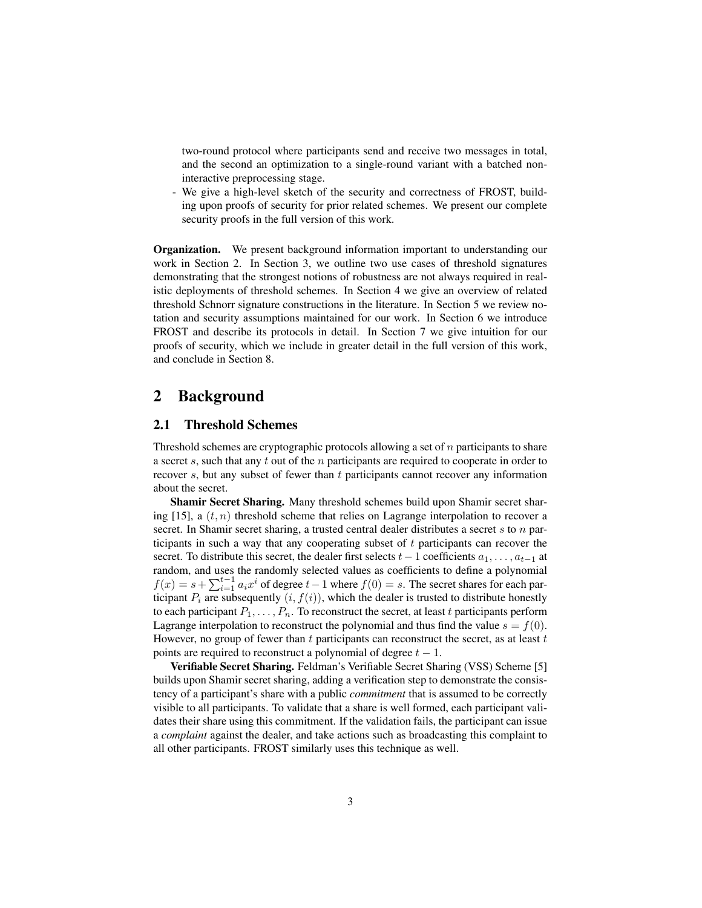two-round protocol where participants send and receive two messages in total, and the second an optimization to a single-round variant with a batched non-interactive preprocessing stage.

- We give a high-level sketch of the security and correctness of FROST, building upon proofs of security for prior related schemes. We present our complete security proofs in the full version of this work.

**Organization.** We present background information important to understanding our work in Section 2. In Section 3, we outline two use cases of threshold signatures demonstrating that the strongest notions of robustness are not always required in realistic deployments of threshold schemes. In Section 4 we give an overview of related threshold Schnorr signature constructions in the literature. In Section 5 we review notation and security assumptions maintained for our work. In Section 6 we introduce FROST and describe its protocols in detail. In Section 7 we give intuition for our proofs of security, which we include in greater detail in the full version of this work, and conclude in Section 8.

## 2 Background

### 2.1 Threshold Schemes

Threshold schemes are cryptographic protocols allowing a set of $n$ participants to share a secret $s$, such that any $t$ out of the $n$ participants are required to cooperate in order to recover $s$, but any subset of fewer than $t$ participants cannot recover any information about the secret.

**Shamir Secret Sharing.** Many threshold schemes build upon Shamir secret sharing [15], a $(t, n)$ threshold scheme that relies on Lagrange interpolation to recover a secret. In Shamir secret sharing, a trusted central dealer distributes a secret $s$ to $n$ participants in such a way that any cooperating subset of $t$ participants can recover the secret. To distribute this secret, the dealer first selects $t-1$ coefficients $a_1, \ldots, a_{t-1}$ at random, and uses the randomly selected values as coefficients to define a polynomial $f(x) = s + \sum_{i=1}^{t-1} a_i x^i$ of degree $t-1$ where $f(0) = s$. The secret shares for each participant $P_i$ are subsequently $(i, f(i))$, which the dealer is trusted to distribute honestly to each participant $P_1, \ldots, P_n$. To reconstruct the secret, at least $t$ participants perform Lagrange interpolation to reconstruct the polynomial and thus find the value $s = f(0)$. However, no group of fewer than $t$ participants can reconstruct the secret, as at least $t$ points are required to reconstruct a polynomial of degree $t-1$.

**Verifiable Secret Sharing.** Feldman's Verifiable Secret Sharing (VSS) Scheme [5] builds upon Shamir secret sharing, adding a verification step to demonstrate the consistency of a participant's share with a public *commitment* that is assumed to be correctly visible to all participants. To validate that a share is well formed, each participant validates their share using this commitment. If the validation fails, the participant can issue a *complaint* against the dealer, and take actions such as broadcasting this complaint to all other participants. FROST similarly uses this technique as well.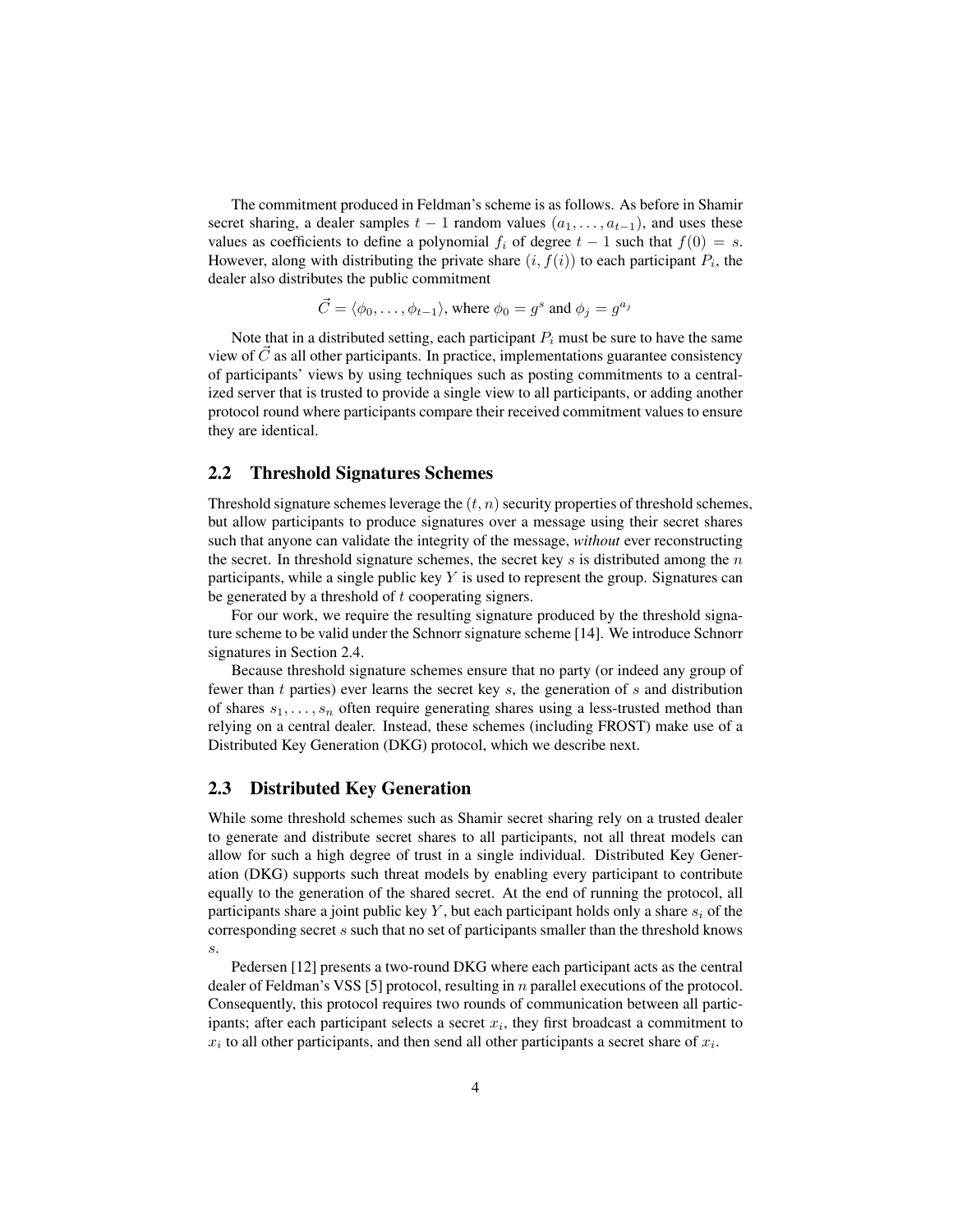The commitment produced in Feldman's scheme is as follows. As before in Shamir secret sharing, a dealer samples $t-1$ random values $(a_1, \ldots, a_{t-1})$, and uses these values as coefficients to define a polynomial $f_i$ of degree $t-1$ such that $f(0) = s$. However, along with distributing the private share $(i, f(i))$ to each participant $P_i$, the dealer also distributes the public commitment

$$\vec{C} = \langle \phi_0, \ldots, \phi_{t-1} \rangle, \text{ where } \phi_0 = g^s \text{ and } \phi_j = g^{a_j}$$

Note that in a distributed setting, each participant $P_i$ must be sure to have the same view of $\vec{C}$ as all other participants. In practice, implementations guarantee consistency of participants' views by using techniques such as posting commitments to a centralized server that is trusted to provide a single view to all participants, or adding another protocol round where participants compare their received commitment values to ensure they are identical.

## 2.2 Threshold Signatures Schemes

Threshold signature schemes leverage the $(t, n)$ security properties of threshold schemes, but allow participants to produce signatures over a message using their secret shares such that anyone can validate the integrity of the message, *without* ever reconstructing the secret. In threshold signature schemes, the secret key $s$ is distributed among the $n$ participants, while a single public key $Y$ is used to represent the group. Signatures can be generated by a threshold of $t$ cooperating signers.

For our work, we require the resulting signature produced by the threshold signature scheme to be valid under the Schnorr signature scheme [14]. We introduce Schnorr signatures in Section 2.4.

Because threshold signature schemes ensure that no party (or indeed any group of fewer than $t$ parties) ever learns the secret key $s$, the generation of $s$ and distribution of shares $s_1, \ldots, s_n$ often require generating shares using a less-trusted method than relying on a central dealer. Instead, these schemes (including FROST) make use of a Distributed Key Generation (DKG) protocol, which we describe next.

## 2.3 Distributed Key Generation

While some threshold schemes such as Shamir secret sharing rely on a trusted dealer to generate and distribute secret shares to all participants, not all threat models can allow for such a high degree of trust in a single individual. Distributed Key Generation (DKG) supports such threat models by enabling every participant to contribute equally to the generation of the shared secret. At the end of running the protocol, all participants share a joint public key $Y$, but each participant holds only a share $s_i$ of the corresponding secret $s$ such that no set of participants smaller than the threshold knows $s$.

Pedersen [12] presents a two-round DKG where each participant acts as the central dealer of Feldman's VSS [5] protocol, resulting in $n$ parallel executions of the protocol. Consequently, this protocol requires two rounds of communication between all participants; after each participant selects a secret $x_i$, they first broadcast a commitment to $x_i$ to all other participants, and then send all other participants a secret share of $x_i$.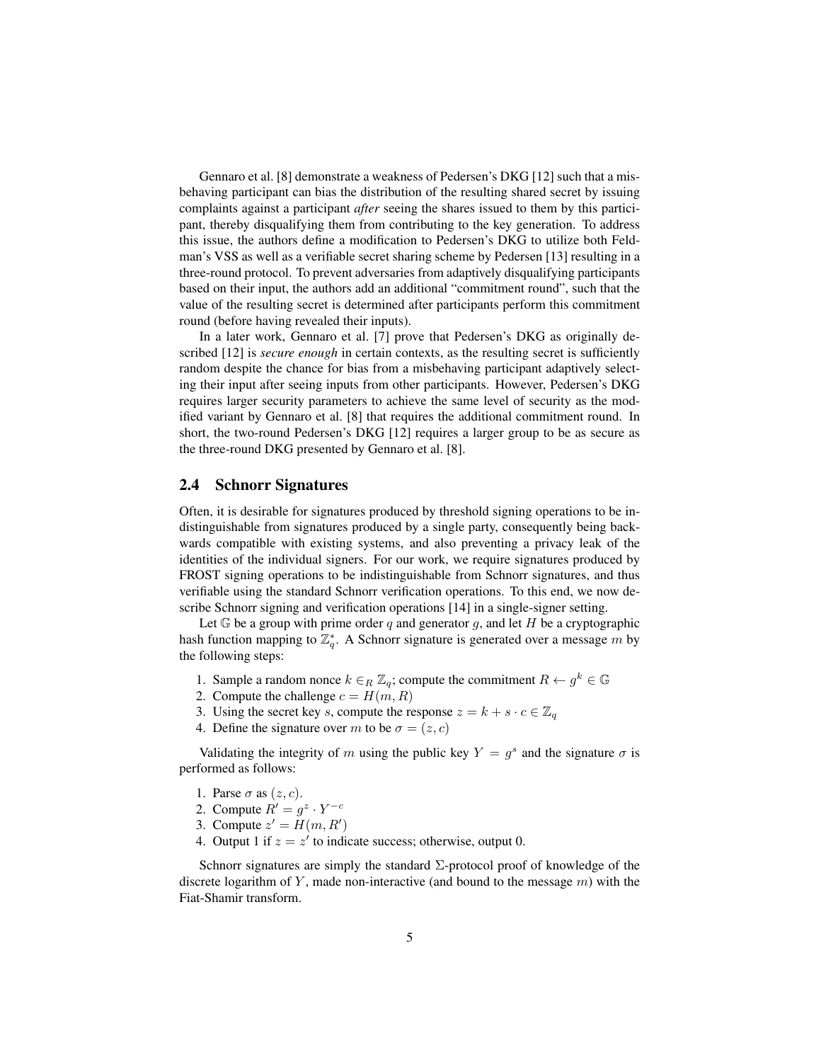Gennaro et al. [8] demonstrate a weakness of Pedersen's DKG [12] such that a misbehaving participant can bias the distribution of the resulting shared secret by issuing complaints against a participant *after* seeing the shares issued to them by this participant, thereby disqualifying them from contributing to the key generation. To address this issue, the authors define a modification to Pedersen's DKG to utilize both Feldman's VSS as well as a verifiable secret sharing scheme by Pedersen [13] resulting in a three-round protocol. To prevent adversaries from adaptively disqualifying participants based on their input, the authors add an additional "commitment round", such that the value of the resulting secret is determined after participants perform this commitment round (before having revealed their inputs).

In a later work, Gennaro et al. [7] prove that Pedersen's DKG as originally described [12] is *secure enough* in certain contexts, as the resulting secret is sufficiently random despite the chance for bias from a misbehaving participant adaptively selecting their input after seeing inputs from other participants. However, Pedersen's DKG requires larger security parameters to achieve the same level of security as the modified variant by Gennaro et al. [8] that requires the additional commitment round. In short, the two-round Pedersen's DKG [12] requires a larger group to be as secure as the three-round DKG presented by Gennaro et al. [8].

## 2.4 Schnorr Signatures

Often, it is desirable for signatures produced by threshold signing operations to be indistinguishable from signatures produced by a single party, consequently being backwards compatible with existing systems, and also preventing a privacy leak of the identities of the individual signers. For our work, we require signatures produced by FROST signing operations to be indistinguishable from Schnorr signatures, and thus verifiable using the standard Schnorr verification operations. To this end, we now describe Schnorr signing and verification operations [14] in a single-signer setting.

Let $\mathbb{G}$ be a group with prime order $q$ and generator $g$, and let $H$ be a cryptographic hash function mapping to $\mathbb{Z}_q^*$. A Schnorr signature is generated over a message $m$ by the following steps:

1. Sample a random nonce $k \in_R \mathbb{Z}_q$; compute the commitment $R \leftarrow g^k \in \mathbb{G}$
2. Compute the challenge $c = H(m, R)$
3. Using the secret key $s$, compute the response $z = k + s \cdot c \in \mathbb{Z}_q$
4. Define the signature over $m$ to be $\sigma = (z, c)$

Validating the integrity of $m$ using the public key $Y = g^s$ and the signature $\sigma$ is performed as follows:

1. Parse $\sigma$ as $(z, c)$.
2. Compute $R' = g^z \cdot Y^{-c}$
3. Compute $z' = H(m, R')$
4. Output 1 if $z = z'$ to indicate success; otherwise, output 0.

Schnorr signatures are simply the standard $\Sigma$-protocol proof of knowledge of the discrete logarithm of $Y$, made non-interactive (and bound to the message $m$) with the Fiat-Shamir transform.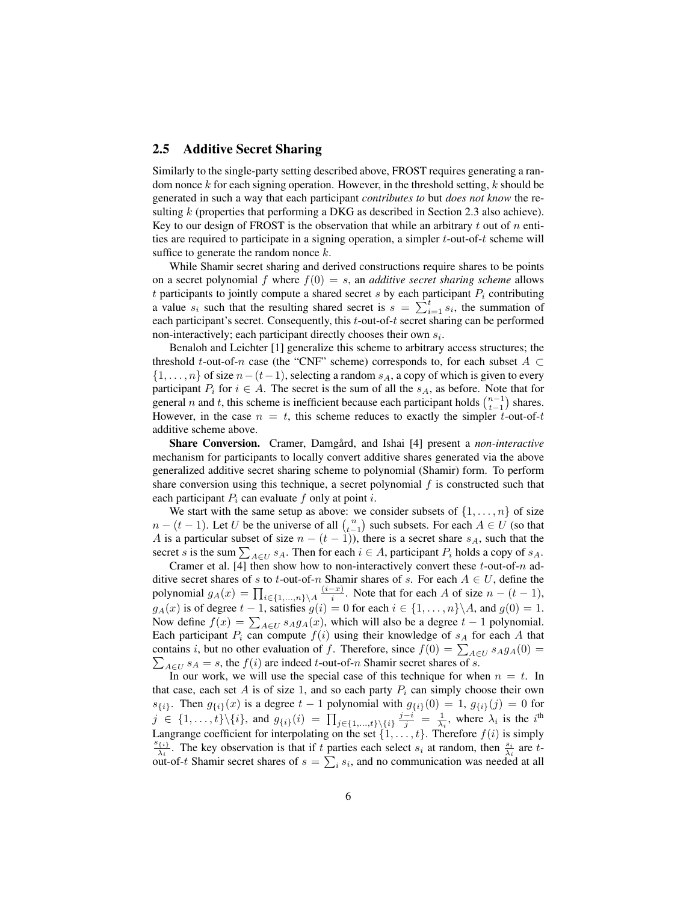## 2.5 Additive Secret Sharing

Similarly to the single-party setting described above, FROST requires generating a random nonce $k$ for each signing operation. However, in the threshold setting, $k$ should be generated in such a way that each participant *contributes to* but *does not know* the resulting $k$ (properties that performing a DKG as described in Section 2.3 also achieve). Key to our design of FROST is the observation that while an arbitrary $t$ out of $n$ entities are required to participate in a signing operation, a simpler $t$-out-of-$t$ scheme will suffice to generate the random nonce $k$.

While Shamir secret sharing and derived constructions require shares to be points on a secret polynomial $f$ where $f(0) = s$, an *additive secret sharing scheme* allows $t$ participants to jointly compute a shared secret $s$ by each participant $P_i$ contributing a value $s_i$ such that the resulting shared secret is $s = \sum_{i=1}^{t} s_i$, the summation of each participant's secret. Consequently, this $t$-out-of-$t$ secret sharing can be performed non-interactively; each participant directly chooses their own $s_i$.

Benaloh and Leichter [1] generalize this scheme to arbitrary access structures; the threshold $t$-out-of-$n$ case (the "CNF" scheme) corresponds to, for each subset $A \subset \{1, \ldots, n\}$ of size $n - (t-1)$, selecting a random $s_A$, a copy of which is given to every participant $P_i$ for $i \in A$. The secret is the sum of all the $s_A$, as before. Note that for general $n$ and $t$, this scheme is inefficient because each participant holds $\binom{n-1}{t-1}$ shares. However, in the case $n = t$, this scheme reduces to exactly the simpler $t$-out-of-$t$ additive scheme above.

**Share Conversion.** Cramer, Damgård, and Ishai [4] present a *non-interactive* mechanism for participants to locally convert additive shares generated via the above generalized additive secret sharing scheme to polynomial (Shamir) form. To perform share conversion using this technique, a secret polynomial $f$ is constructed such that each participant $P_i$ can evaluate $f$ only at point $i$.

We start with the same setup as above: we consider subsets of $\{1, \ldots, n\}$ of size $n - (t-1)$. Let $U$ be the universe of all $\binom{n}{t-1}$ such subsets. For each $A \in U$ (so that $A$ is a particular subset of size $n - (t-1)$), there is a secret share $s_A$, such that the secret $s$ is the sum $\sum_{A \in U} s_A$. Then for each $i \in A$, participant $P_i$ holds a copy of $s_A$.

Cramer et al. [4] then show how to non-interactively convert these $t$-out-of-$n$ additive secret shares of $s$ to $t$-out-of-$n$ Shamir shares of $s$. For each $A \in U$, define the polynomial $g_A(x) = \prod_{i \in \{1,\ldots,n\} \setminus A} \frac{(i-x)}{i}$. Note that for each $A$ of size $n - (t-1)$, $g_A(x)$ is of degree $t-1$, satisfies $g(i) = 0$ for each $i \in \{1, \ldots, n\} \setminus A$, and $g(0) = 1$. Now define $f(x) = \sum_{A \in U} s_A g_A(x)$, which will also be a degree $t-1$ polynomial. Each participant $P_i$ can compute $f(i)$ using their knowledge of $s_A$ for each $A$ that contains $i$, but no other evaluation of $f$. Therefore, since $f(0) = \sum_{A \in U} s_A g_A(0) = \sum_{A \in U} s_A = s$, the $f(i)$ are indeed $t$-out-of-$n$ Shamir secret shares of $s$.

In our work, we will use the special case of this technique for when $n = t$. In that case, each set $A$ is of size 1, and so each party $P_i$ can simply choose their own $s_{\{i\}}$. Then $g_{\{i\}}(x)$ is a degree $t-1$ polynomial with $g_{\{i\}}(0) = 1$, $g_{\{i\}}(j) = 0$ for $j \in \{1, \ldots, t\} \setminus \{i\}$, and $g_{\{i\}}(i) = \prod_{j \in \{1,\ldots,t\} \setminus \{i\}} \frac{j-i}{j} = \frac{1}{\lambda_i}$, where $\lambda_i$ is the $i^{\text{th}}$ Langrange coefficient for interpolating on the set $\{1, \ldots, t\}$. Therefore $f(i)$ is simply $\frac{s_{\{i\}}}{\lambda_i}$. The key observation is that if $t$ parties each select $s_i$ at random, then $\frac{s_i}{\lambda_i}$ are $t$-out-of-$t$ Shamir secret shares of $s = \sum_i s_i$, and no communication was needed at all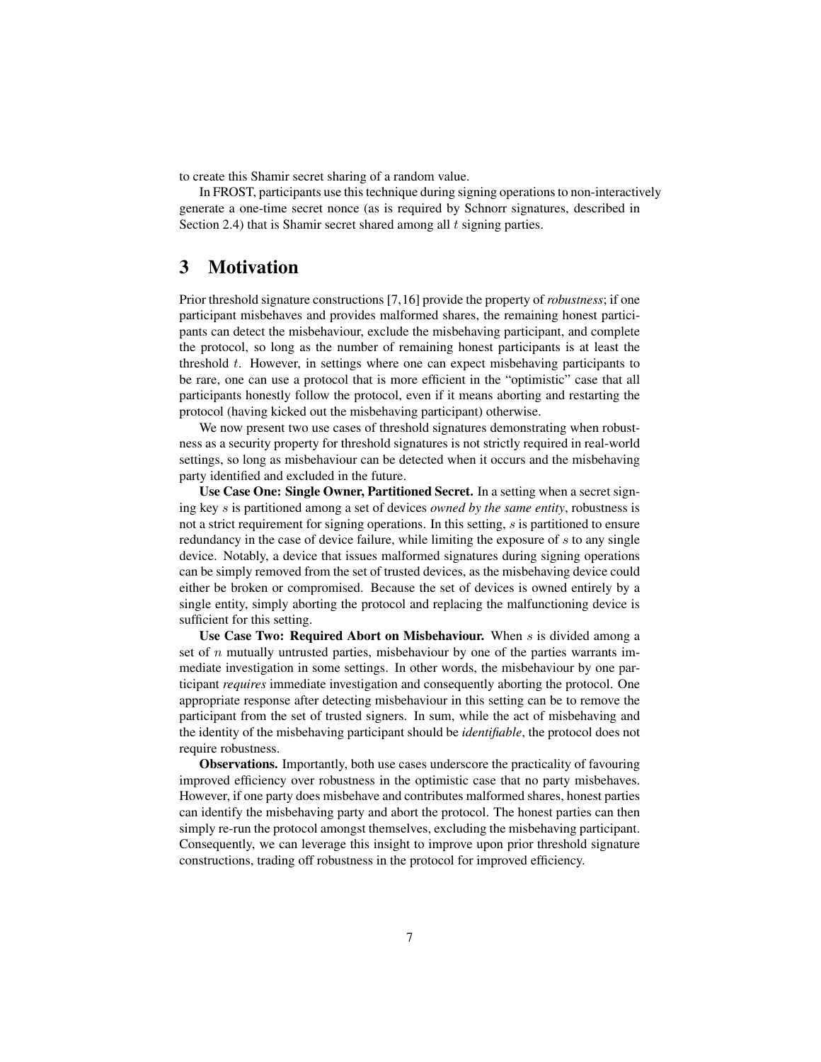to create this Shamir secret sharing of a random value.

In FROST, participants use this technique during signing operations to non-interactively generate a one-time secret nonce (as is required by Schnorr signatures, described in Section 2.4) that is Shamir secret shared among all $t$ signing parties.

# 3 Motivation

Prior threshold signature constructions [7,16] provide the property of *robustness*; if one participant misbehaves and provides malformed shares, the remaining honest participants can detect the misbehaviour, exclude the misbehaving participant, and complete the protocol, so long as the number of remaining honest participants is at least the threshold $t$. However, in settings where one can expect misbehaving participants to be rare, one can use a protocol that is more efficient in the "optimistic" case that all participants honestly follow the protocol, even if it means aborting and restarting the protocol (having kicked out the misbehaving participant) otherwise.

We now present two use cases of threshold signatures demonstrating when robustness as a security property for threshold signatures is not strictly required in real-world settings, so long as misbehaviour can be detected when it occurs and the misbehaving party identified and excluded in the future.

**Use Case One: Single Owner, Partitioned Secret.** In a setting when a secret signing key $s$ is partitioned among a set of devices *owned by the same entity*, robustness is not a strict requirement for signing operations. In this setting, $s$ is partitioned to ensure redundancy in the case of device failure, while limiting the exposure of $s$ to any single device. Notably, a device that issues malformed signatures during signing operations can be simply removed from the set of trusted devices, as the misbehaving device could either be broken or compromised. Because the set of devices is owned entirely by a single entity, simply aborting the protocol and replacing the malfunctioning device is sufficient for this setting.

**Use Case Two: Required Abort on Misbehaviour.** When $s$ is divided among a set of $n$ mutually untrusted parties, misbehaviour by one of the parties warrants immediate investigation in some settings. In other words, the misbehaviour by one participant *requires* immediate investigation and consequently aborting the protocol. One appropriate response after detecting misbehaviour in this setting can be to remove the participant from the set of trusted signers. In sum, while the act of misbehaving and the identity of the misbehaving participant should be *identifiable*, the protocol does not require robustness.

**Observations.** Importantly, both use cases underscore the practicality of favouring improved efficiency over robustness in the optimistic case that no party misbehaves. However, if one party does misbehave and contributes malformed shares, honest parties can identify the misbehaving party and abort the protocol. The honest parties can then simply re-run the protocol amongst themselves, excluding the misbehaving participant. Consequently, we can leverage this insight to improve upon prior threshold signature constructions, trading off robustness in the protocol for improved efficiency.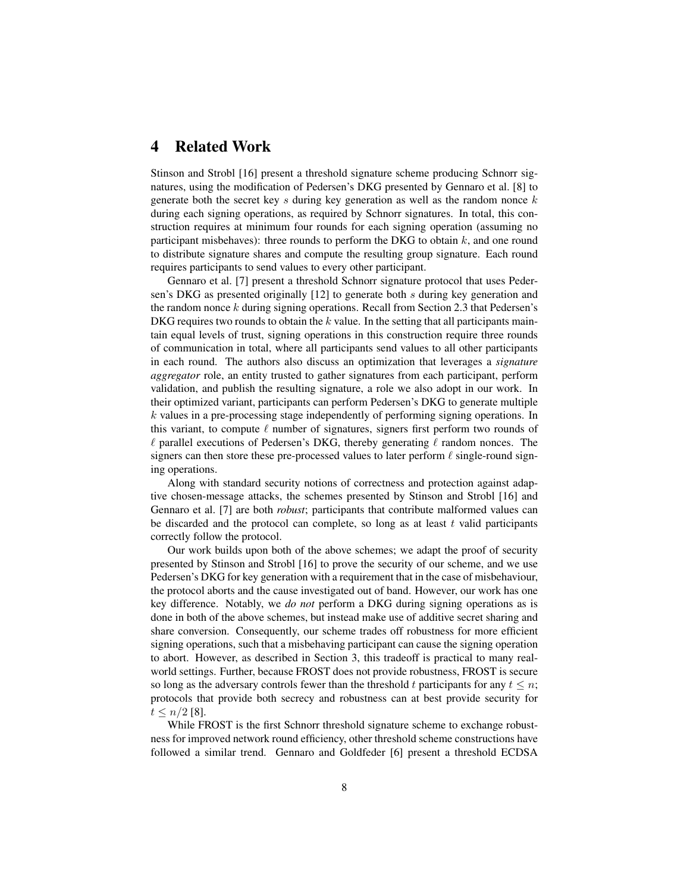# 4 Related Work

Stinson and Strobl [16] present a threshold signature scheme producing Schnorr signatures, using the modification of Pedersen's DKG presented by Gennaro et al. [8] to generate both the secret key $s$ during key generation as well as the random nonce $k$ during each signing operations, as required by Schnorr signatures. In total, this construction requires at minimum four rounds for each signing operation (assuming no participant misbehaves): three rounds to perform the DKG to obtain $k$, and one round to distribute signature shares and compute the resulting group signature. Each round requires participants to send values to every other participant.

Gennaro et al. [7] present a threshold Schnorr signature protocol that uses Pedersen's DKG as presented originally [12] to generate both $s$ during key generation and the random nonce $k$ during signing operations. Recall from Section 2.3 that Pedersen's DKG requires two rounds to obtain the $k$ value. In the setting that all participants maintain equal levels of trust, signing operations in this construction require three rounds of communication in total, where all participants send values to all other participants in each round. The authors also discuss an optimization that leverages a *signature aggregator* role, an entity trusted to gather signatures from each participant, perform validation, and publish the resulting signature, a role we also adopt in our work. In their optimized variant, participants can perform Pedersen's DKG to generate multiple $k$ values in a pre-processing stage independently of performing signing operations. In this variant, to compute $\ell$ number of signatures, signers first perform two rounds of $\ell$ parallel executions of Pedersen's DKG, thereby generating $\ell$ random nonces. The signers can then store these pre-processed values to later perform $\ell$ single-round signing operations.

Along with standard security notions of correctness and protection against adaptive chosen-message attacks, the schemes presented by Stinson and Strobl [16] and Gennaro et al. [7] are both *robust*; participants that contribute malformed values can be discarded and the protocol can complete, so long as at least $t$ valid participants correctly follow the protocol.

Our work builds upon both of the above schemes; we adapt the proof of security presented by Stinson and Strobl [16] to prove the security of our scheme, and we use Pedersen's DKG for key generation with a requirement that in the case of misbehaviour, the protocol aborts and the cause investigated out of band. However, our work has one key difference. Notably, we *do not* perform a DKG during signing operations as is done in both of the above schemes, but instead make use of additive secret sharing and share conversion. Consequently, our scheme trades off robustness for more efficient signing operations, such that a misbehaving participant can cause the signing operation to abort. However, as described in Section 3, this tradeoff is practical to many real-world settings. Further, because FROST does not provide robustness, FROST is secure so long as the adversary controls fewer than the threshold $t$ participants for any $t \leq n$; protocols that provide both secrecy and robustness can at best provide security for $t \leq n/2$ [8].

While FROST is the first Schnorr threshold signature scheme to exchange robustness for improved network round efficiency, other threshold scheme constructions have followed a similar trend. Gennaro and Goldfeder [6] present a threshold ECDSA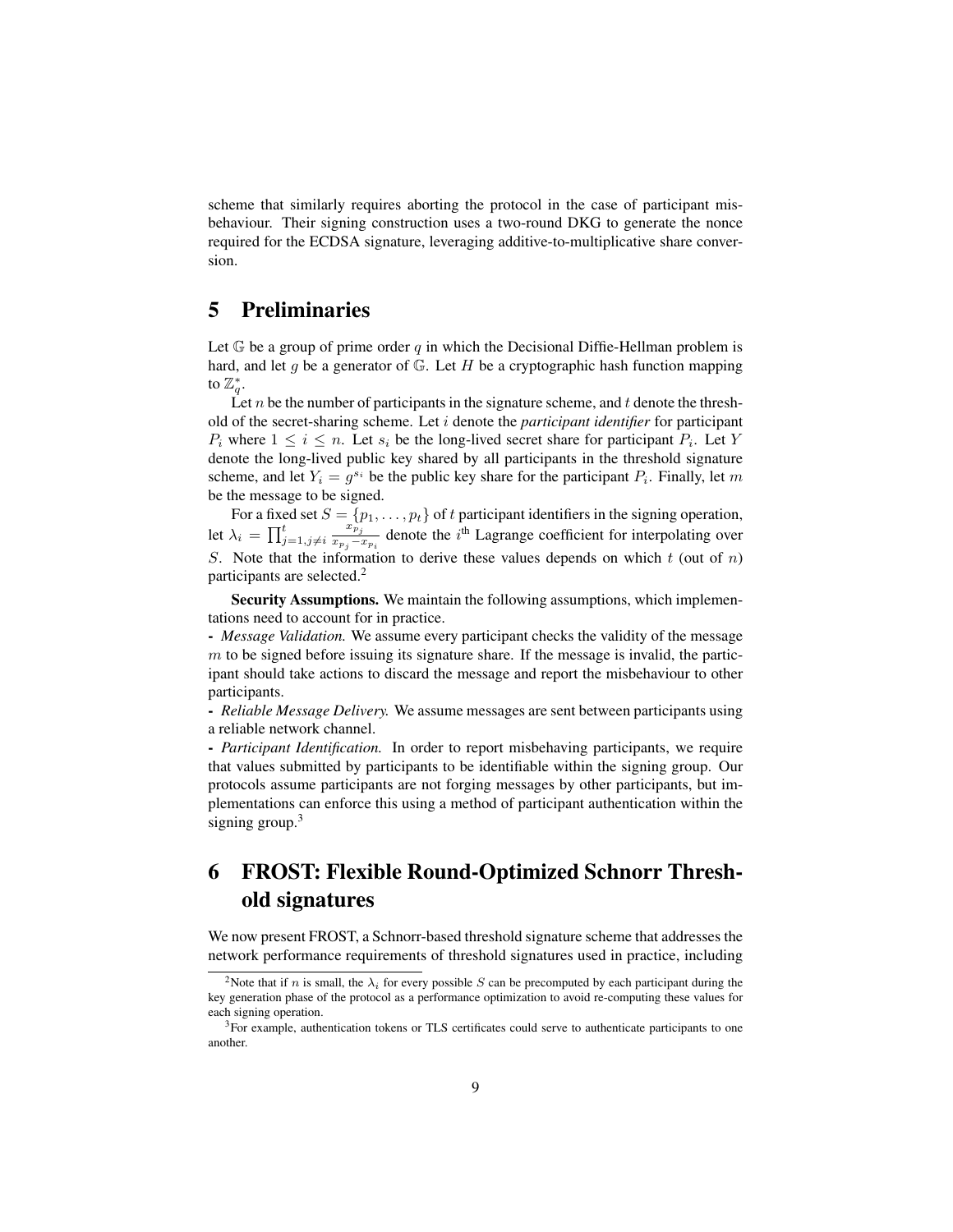scheme that similarly requires aborting the protocol in the case of participant misbehaviour. Their signing construction uses a two-round DKG to generate the nonce required for the ECDSA signature, leveraging additive-to-multiplicative share conversion.

# 5 Preliminaries

Let $\mathbb{G}$ be a group of prime order $q$ in which the Decisional Diffie-Hellman problem is hard, and let $g$ be a generator of $\mathbb{G}$. Let $H$ be a cryptographic hash function mapping to $\mathbb{Z}_q^*$.

Let $n$ be the number of participants in the signature scheme, and $t$ denote the threshold of the secret-sharing scheme. Let $i$ denote the *participant identifier* for participant $P_i$ where $1 \leq i \leq n$. Let $s_i$ be the long-lived secret share for participant $P_i$. Let $Y$ denote the long-lived public key shared by all participants in the threshold signature scheme, and let $Y_i = g^{s_i}$ be the public key share for the participant $P_i$. Finally, let $m$ be the message to be signed.

For a fixed set $S = \{p_1, \ldots, p_t\}$ of $t$ participant identifiers in the signing operation, let $\lambda_i = \prod_{j=1, j \neq i}^{t} \frac{x_{p_j}}{x_{p_j} - x_{p_i}}$ denote the $i^{\text{th}}$ Lagrange coefficient for interpolating over $S$. Note that the information to derive these values depends on which $t$ (out of $n$) participants are selected.[2]

**Security Assumptions.** We maintain the following assumptions, which implementations need to account for in practice.

- *Message Validation.* We assume every participant checks the validity of the message $m$ to be signed before issuing its signature share. If the message is invalid, the participant should take actions to discard the message and report the misbehaviour to other participants.
- *Reliable Message Delivery.* We assume messages are sent between participants using a reliable network channel.
- *Participant Identification.* In order to report misbehaving participants, we require that values submitted by participants to be identifiable within the signing group. Our protocols assume participants are not forging messages by other participants, but implementations can enforce this using a method of participant authentication within the signing group.[3]

# 6 FROST: Flexible Round-Optimized Schnorr Threshold signatures

We now present FROST, a Schnorr-based threshold signature scheme that addresses the network performance requirements of threshold signatures used in practice, including

[2] Note that if $n$ is small, the $\lambda_i$ for every possible $S$ can be precomputed by each participant during the key generation phase of the protocol as a performance optimization to avoid re-computing these values for each signing operation.

[3] For example, authentication tokens or TLS certificates could serve to authenticate participants to one another.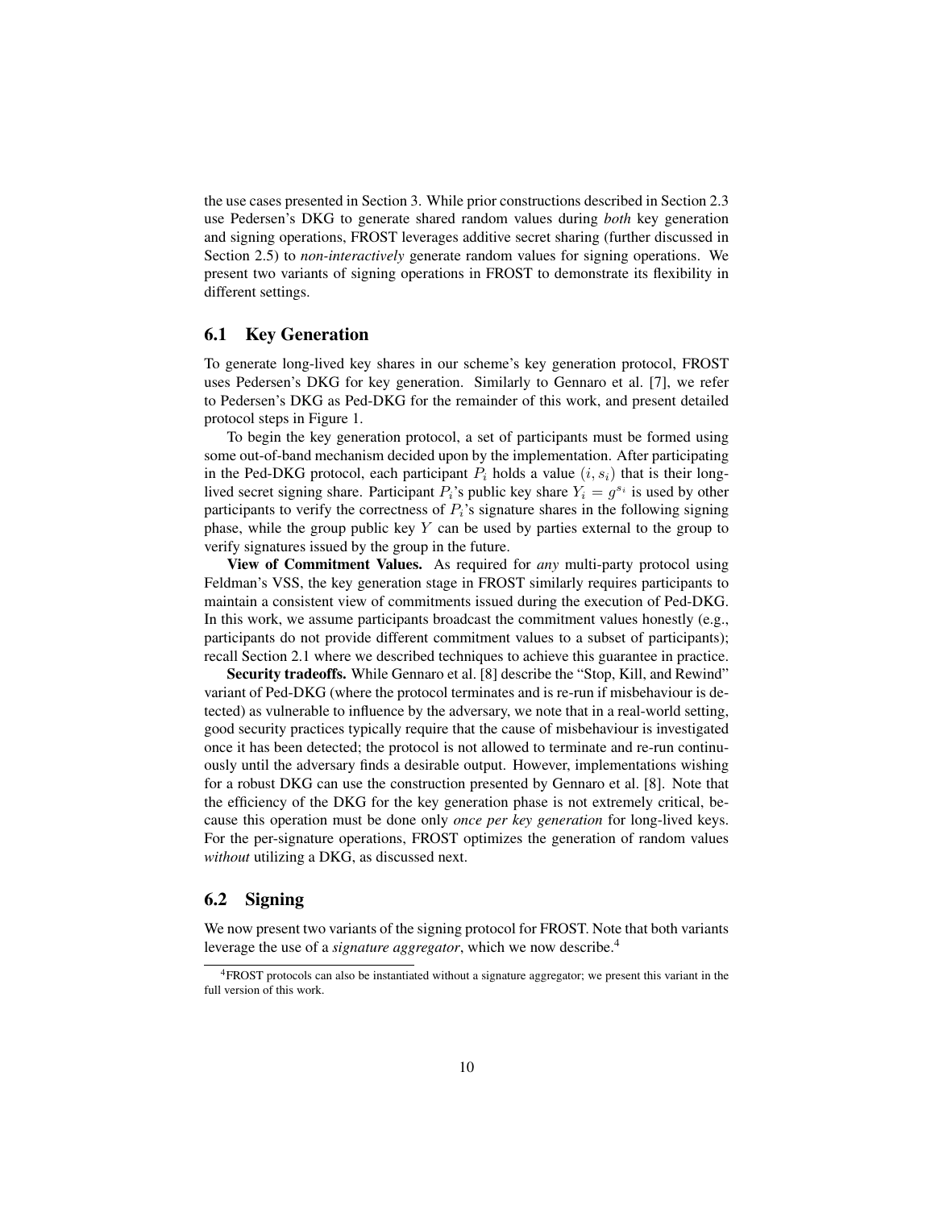the use cases presented in Section 3. While prior constructions described in Section 2.3 use Pedersen's DKG to generate shared random values during *both* key generation and signing operations, FROST leverages additive secret sharing (further discussed in Section 2.5) to *non-interactively* generate random values for signing operations. We present two variants of signing operations in FROST to demonstrate its flexibility in different settings.

## 6.1 Key Generation

To generate long-lived key shares in our scheme's key generation protocol, FROST uses Pedersen's DKG for key generation. Similarly to Gennaro et al. [7], we refer to Pedersen's DKG as Ped-DKG for the remainder of this work, and present detailed protocol steps in Figure 1.

To begin the key generation protocol, a set of participants must be formed using some out-of-band mechanism decided upon by the implementation. After participating in the Ped-DKG protocol, each participant $P_i$ holds a value $(i, s_i)$ that is their long-lived secret signing share. Participant $P_i$'s public key share $Y_i = g^{s_i}$ is used by other participants to verify the correctness of $P_i$'s signature shares in the following signing phase, while the group public key $Y$ can be used by parties external to the group to verify signatures issued by the group in the future.

**View of Commitment Values.** As required for *any* multi-party protocol using Feldman's VSS, the key generation stage in FROST similarly requires participants to maintain a consistent view of commitments issued during the execution of Ped-DKG. In this work, we assume participants broadcast the commitment values honestly (e.g., participants do not provide different commitment values to a subset of participants); recall Section 2.1 where we described techniques to achieve this guarantee in practice.

**Security tradeoffs.** While Gennaro et al. [8] describe the "Stop, Kill, and Rewind" variant of Ped-DKG (where the protocol terminates and is re-run if misbehaviour is detected) as vulnerable to influence by the adversary, we note that in a real-world setting, good security practices typically require that the cause of misbehaviour is investigated once it has been detected; the protocol is not allowed to terminate and re-run continuously until the adversary finds a desirable output. However, implementations wishing for a robust DKG can use the construction presented by Gennaro et al. [8]. Note that the efficiency of the DKG for the key generation phase is not extremely critical, because this operation must be done only *once per key generation* for long-lived keys. For the per-signature operations, FROST optimizes the generation of random values *without* utilizing a DKG, as discussed next.

## 6.2 Signing

We now present two variants of the signing protocol for FROST. Note that both variants leverage the use of a *signature aggregator*, which we now describe.[4]

[4] FROST protocols can also be instantiated without a signature aggregator; we present this variant in the full version of this work.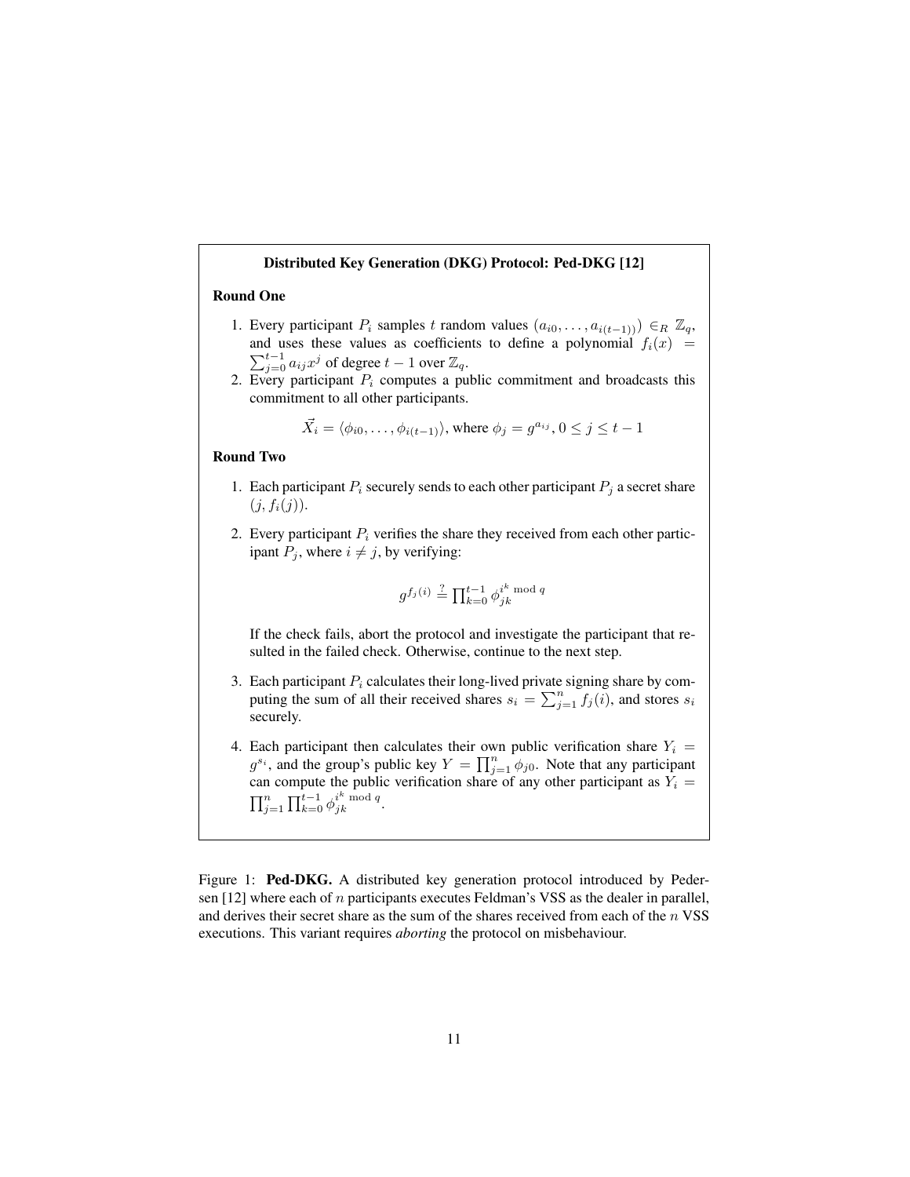**Distributed Key Generation (DKG) Protocol: Ped-DKG [12]**

**Round One**

1. Every participant $P_i$ samples $t$ random values $(a_{i0}, \ldots, a_{i(t-1))}) \in_R \mathbb{Z}_q$, and uses these values as coefficients to define a polynomial $f_i(x) = \sum_{j=0}^{t-1} a_{ij} x^j$ of degree $t-1$ over $\mathbb{Z}_q$.
2. Every participant $P_i$ computes a public commitment and broadcasts this commitment to all other participants.

$$\vec{X_i} = \langle \phi_{i0}, \ldots, \phi_{i(t-1)} \rangle, \text{ where } \phi_j = g^{a_{ij}}, 0 \leq j \leq t-1$$

**Round Two**

1. Each participant $P_i$ securely sends to each other participant $P_j$ a secret share $(j, f_i(j))$.

2. Every participant $P_i$ verifies the share they received from each other participant $P_j$, where $i \neq j$, by verifying:

$$g^{f_j(i)} \stackrel{?}{=} \prod_{k=0}^{t-1} \phi_{jk}^{i^k \bmod q}$$

   If the check fails, abort the protocol and investigate the participant that resulted in the failed check. Otherwise, continue to the next step.

3. Each participant $P_i$ calculates their long-lived private signing share by computing the sum of all their received shares $s_i = \sum_{j=1}^{n} f_j(i)$, and stores $s_i$ securely.

4. Each participant then calculates their own public verification share $Y_i = g^{s_i}$, and the group's public key $Y = \prod_{j=1}^{n} \phi_{j0}$. Note that any participant can compute the public verification share of any other participant as $Y_i = \prod_{j=1}^{n} \prod_{k=0}^{t-1} \phi_{jk}^{i^k \bmod q}$.

Figure 1: **Ped-DKG.** A distributed key generation protocol introduced by Pedersen [12] where each of $n$ participants executes Feldman's VSS as the dealer in parallel, and derives their secret share as the sum of the shares received from each of the $n$ VSS executions. This variant requires *aborting* the protocol on misbehaviour.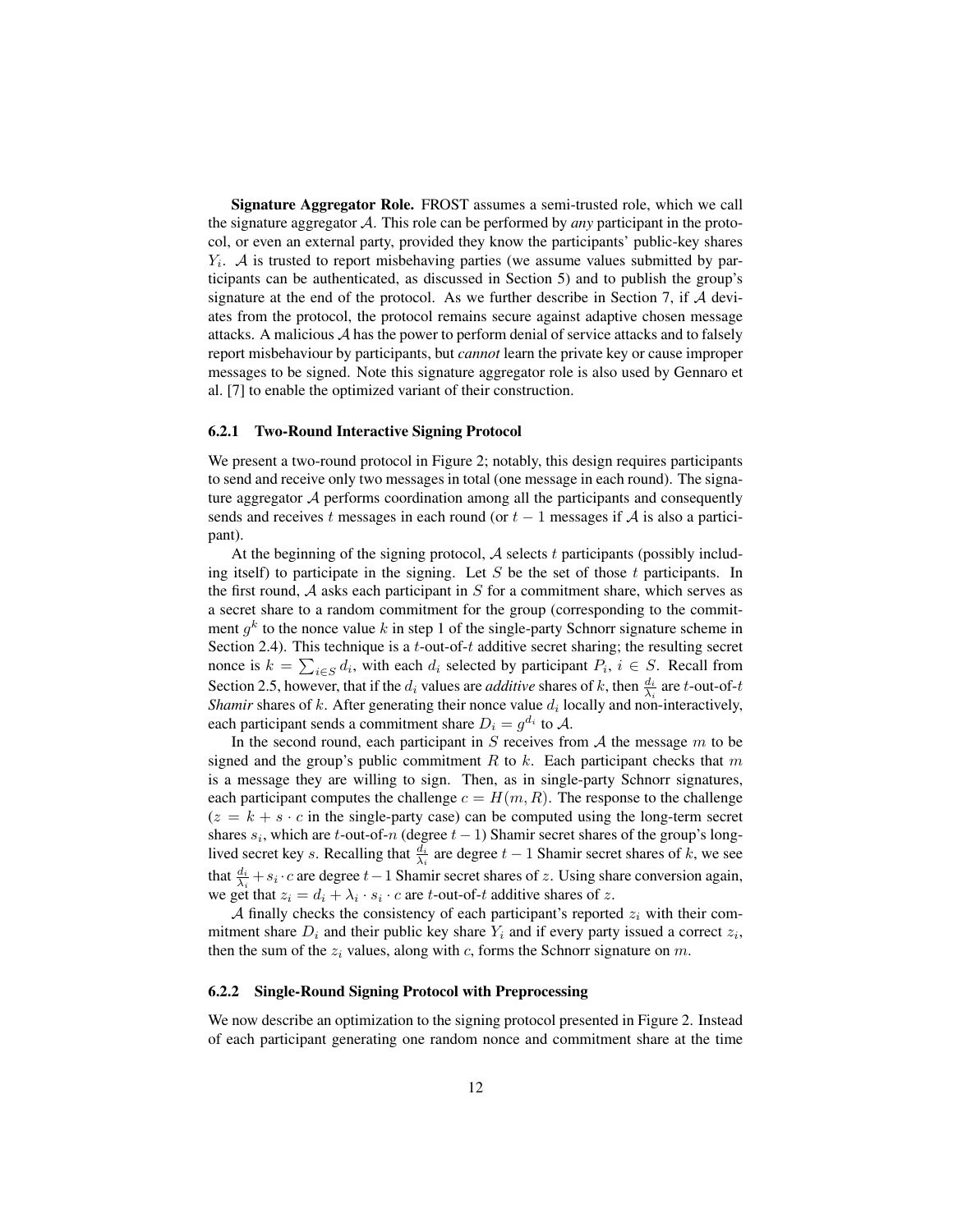**Signature Aggregator Role.** FROST assumes a semi-trusted role, which we call the signature aggregator $\mathcal{A}$. This role can be performed by *any* participant in the protocol, or even an external party, provided they know the participants' public-key shares $Y_i$. $\mathcal{A}$ is trusted to report misbehaving parties (we assume values submitted by participants can be authenticated, as discussed in Section 5) and to publish the group's signature at the end of the protocol. As we further describe in Section 7, if $\mathcal{A}$ deviates from the protocol, the protocol remains secure against adaptive chosen message attacks. A malicious $\mathcal{A}$ has the power to perform denial of service attacks and to falsely report misbehaviour by participants, but *cannot* learn the private key or cause improper messages to be signed. Note this signature aggregator role is also used by Gennaro et al. [7] to enable the optimized variant of their construction.

### 6.2.1 Two-Round Interactive Signing Protocol

We present a two-round protocol in Figure 2; notably, this design requires participants to send and receive only two messages in total (one message in each round). The signature aggregator $\mathcal{A}$ performs coordination among all the participants and consequently sends and receives $t$ messages in each round (or $t-1$ messages if $\mathcal{A}$ is also a participant).

At the beginning of the signing protocol, $\mathcal{A}$ selects $t$ participants (possibly including itself) to participate in the signing. Let $S$ be the set of those $t$ participants. In the first round, $\mathcal{A}$ asks each participant in $S$ for a commitment share, which serves as a secret share to a random commitment for the group (corresponding to the commitment $g^k$ to the nonce value $k$ in step 1 of the single-party Schnorr signature scheme in Section 2.4). This technique is a $t$-out-of-$t$ additive secret sharing; the resulting secret nonce is $k = \sum_{i \in S} d_i$, with each $d_i$ selected by participant $P_i$, $i \in S$. Recall from Section 2.5, however, that if the $d_i$ values are *additive* shares of $k$, then $\frac{d_i}{\lambda_i}$ are $t$-out-of-$t$ *Shamir* shares of $k$. After generating their nonce value $d_i$ locally and non-interactively, each participant sends a commitment share $D_i = g^{d_i}$ to $\mathcal{A}$.

In the second round, each participant in $S$ receives from $\mathcal{A}$ the message $m$ to be signed and the group's public commitment $R$ to $k$. Each participant checks that $m$ is a message they are willing to sign. Then, as in single-party Schnorr signatures, each participant computes the challenge $c = H(m, R)$. The response to the challenge ($z = k + s \cdot c$ in the single-party case) can be computed using the long-term secret shares $s_i$, which are $t$-out-of-$n$ (degree $t-1$) Shamir secret shares of the group's long-lived secret key $s$. Recalling that $\frac{d_i}{\lambda_i}$ are degree $t-1$ Shamir secret shares of $k$, we see that $\frac{d_i}{\lambda_i} + s_i \cdot c$ are degree $t-1$ Shamir secret shares of $z$. Using share conversion again, we get that $z_i = d_i + \lambda_i \cdot s_i \cdot c$ are $t$-out-of-$t$ additive shares of $z$.

$\mathcal{A}$ finally checks the consistency of each participant's reported $z_i$ with their commitment share $D_i$ and their public key share $Y_i$ and if every party issued a correct $z_i$, then the sum of the $z_i$ values, along with $c$, forms the Schnorr signature on $m$.

### 6.2.2 Single-Round Signing Protocol with Preprocessing

We now describe an optimization to the signing protocol presented in Figure 2. Instead of each participant generating one random nonce and commitment share at the time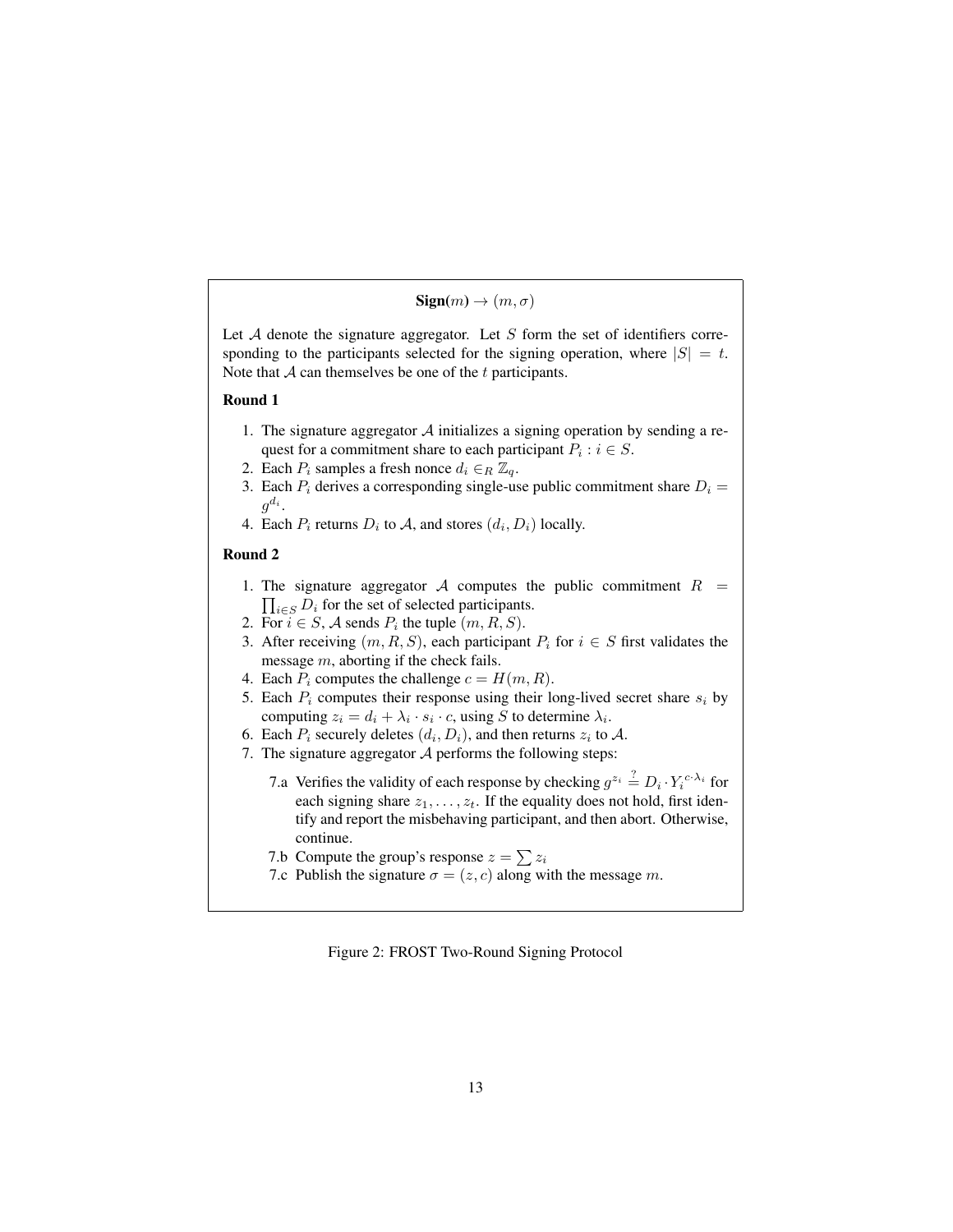**Sign**$(m) \rightarrow (m, \sigma)$

Let $\mathcal{A}$ denote the signature aggregator. Let $S$ form the set of identifiers corresponding to the participants selected for the signing operation, where $|S| = t$. Note that $\mathcal{A}$ can themselves be one of the $t$ participants.

**Round 1**

1. The signature aggregator $\mathcal{A}$ initializes a signing operation by sending a request for a commitment share to each participant $P_i : i \in S$.
2. Each $P_i$ samples a fresh nonce $d_i \in_R \mathbb{Z}_q$.
3. Each $P_i$ derives a corresponding single-use public commitment share $D_i = g^{d_i}$.
4. Each $P_i$ returns $D_i$ to $\mathcal{A}$, and stores $(d_i, D_i)$ locally.

**Round 2**

1. The signature aggregator $\mathcal{A}$ computes the public commitment $R = \prod_{i \in S} D_i$ for the set of selected participants.
2. For $i \in S$, $\mathcal{A}$ sends $P_i$ the tuple $(m, R, S)$.
3. After receiving $(m, R, S)$, each participant $P_i$ for $i \in S$ first validates the message $m$, aborting if the check fails.
4. Each $P_i$ computes the challenge $c = H(m, R)$.
5. Each $P_i$ computes their response using their long-lived secret share $s_i$ by computing $z_i = d_i + \lambda_i \cdot s_i \cdot c$, using $S$ to determine $\lambda_i$.
6. Each $P_i$ securely deletes $(d_i, D_i)$, and then returns $z_i$ to $\mathcal{A}$.
7. The signature aggregator $\mathcal{A}$ performs the following steps:
   - 7.a Verifies the validity of each response by checking $g^{z_i} \stackrel{?}{=} D_i \cdot Y_i^{c \cdot \lambda_i}$ for each signing share $z_1, \ldots, z_t$. If the equality does not hold, first identify and report the misbehaving participant, and then abort. Otherwise, continue.
   - 7.b Compute the group's response $z = \sum z_i$
   - 7.c Publish the signature $\sigma = (z, c)$ along with the message $m$.

Figure 2: FROST Two-Round Signing Protocol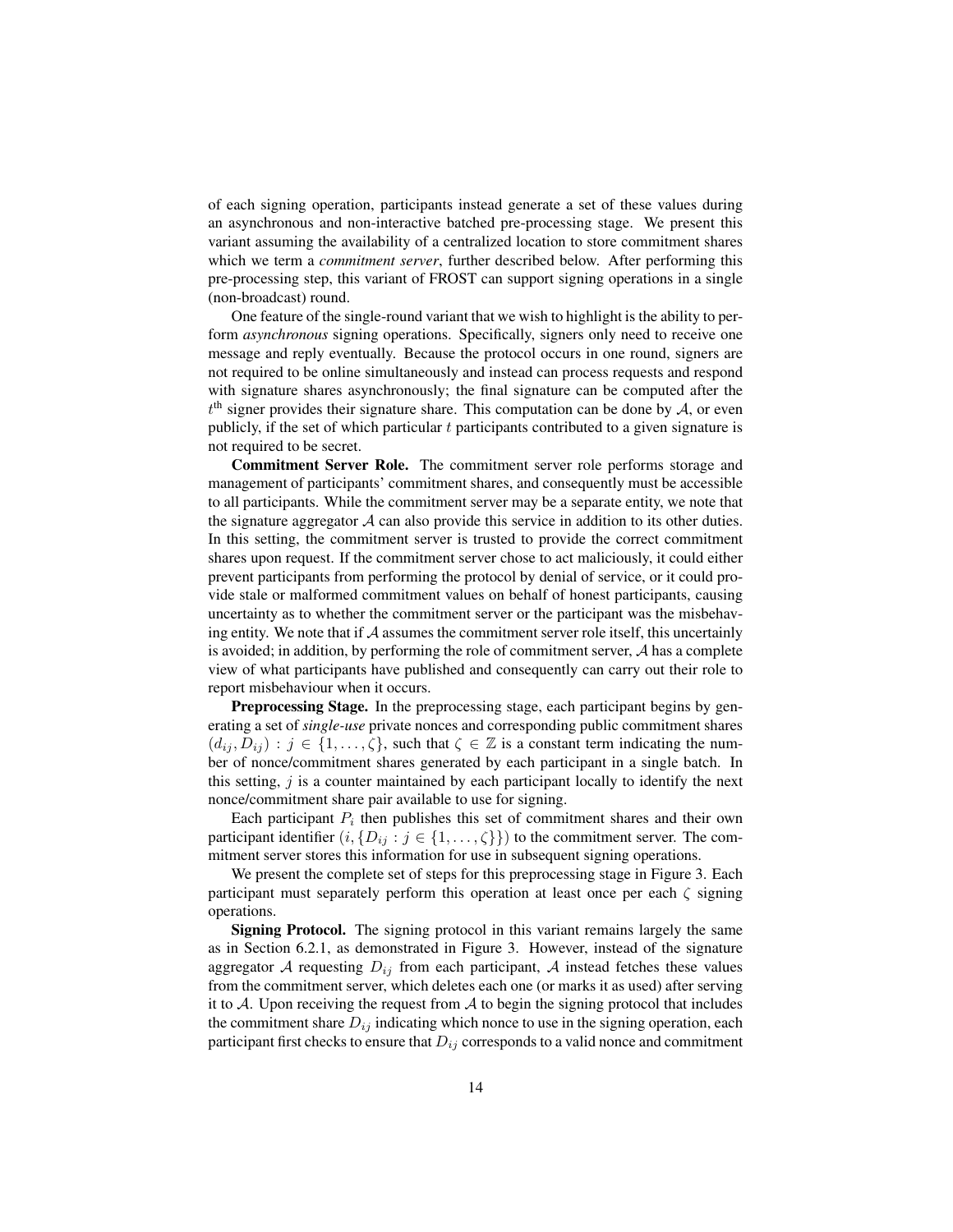of each signing operation, participants instead generate a set of these values during an asynchronous and non-interactive batched pre-processing stage. We present this variant assuming the availability of a centralized location to store commitment shares which we term a *commitment server*, further described below. After performing this pre-processing step, this variant of FROST can support signing operations in a single (non-broadcast) round.

One feature of the single-round variant that we wish to highlight is the ability to perform *asynchronous* signing operations. Specifically, signers only need to receive one message and reply eventually. Because the protocol occurs in one round, signers are not required to be online simultaneously and instead can process requests and respond with signature shares asynchronously; the final signature can be computed after the $t^{\text{th}}$ signer provides their signature share. This computation can be done by $\mathcal{A}$, or even publicly, if the set of which particular $t$ participants contributed to a given signature is not required to be secret.

**Commitment Server Role.** The commitment server role performs storage and management of participants' commitment shares, and consequently must be accessible to all participants. While the commitment server may be a separate entity, we note that the signature aggregator $\mathcal{A}$ can also provide this service in addition to its other duties. In this setting, the commitment server is trusted to provide the correct commitment shares upon request. If the commitment server chose to act maliciously, it could either prevent participants from performing the protocol by denial of service, or it could provide stale or malformed commitment values on behalf of honest participants, causing uncertainty as to whether the commitment server or the participant was the misbehaving entity. We note that if $\mathcal{A}$ assumes the commitment server role itself, this uncertainly is avoided; in addition, by performing the role of commitment server, $\mathcal{A}$ has a complete view of what participants have published and consequently can carry out their role to report misbehaviour when it occurs.

**Preprocessing Stage.** In the preprocessing stage, each participant begins by generating a set of *single-use* private nonces and corresponding public commitment shares $(d_{ij}, D_{ij}) : j \in \{1, \ldots, \zeta\}$, such that $\zeta \in \mathbb{Z}$ is a constant term indicating the number of nonce/commitment shares generated by each participant in a single batch. In this setting, $j$ is a counter maintained by each participant locally to identify the next nonce/commitment share pair available to use for signing.

Each participant $P_i$ then publishes this set of commitment shares and their own participant identifier $(i, \{D_{ij} : j \in \{1, \ldots, \zeta\}\})$ to the commitment server. The commitment server stores this information for use in subsequent signing operations.

We present the complete set of steps for this preprocessing stage in Figure 3. Each participant must separately perform this operation at least once per each $\zeta$ signing operations.

**Signing Protocol.** The signing protocol in this variant remains largely the same as in Section 6.2.1, as demonstrated in Figure 3. However, instead of the signature aggregator $\mathcal{A}$ requesting $D_{ij}$ from each participant, $\mathcal{A}$ instead fetches these values from the commitment server, which deletes each one (or marks it as used) after serving it to $\mathcal{A}$. Upon receiving the request from $\mathcal{A}$ to begin the signing protocol that includes the commitment share $D_{ij}$ indicating which nonce to use in the signing operation, each participant first checks to ensure that $D_{ij}$ corresponds to a valid nonce and commitment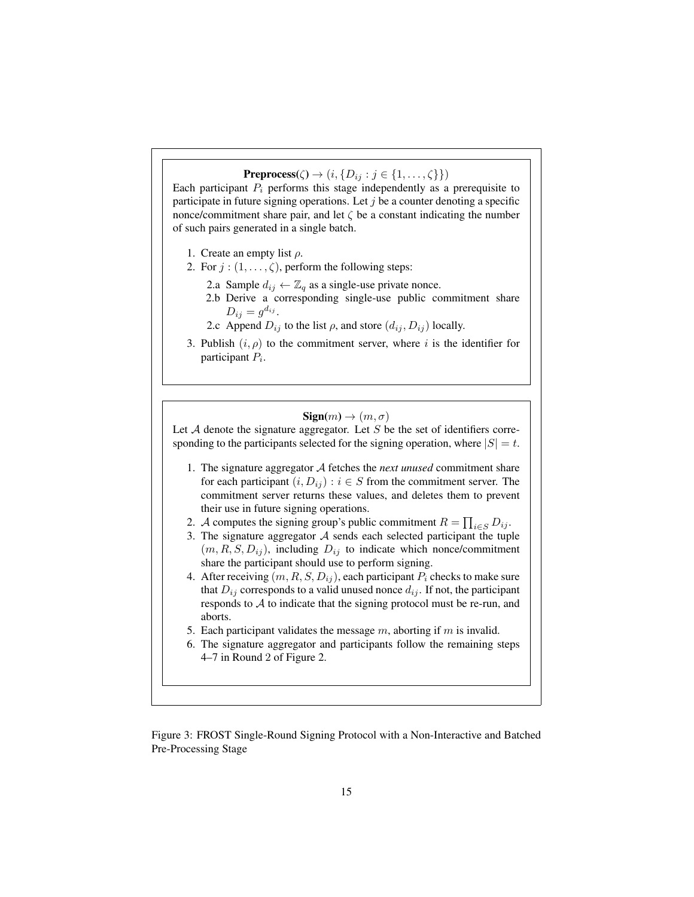**Preprocess($\zeta$) $\rightarrow (i, \{D_{ij} : j \in \{1, \ldots, \zeta\}\})$**

Each participant $P_i$ performs this stage independently as a prerequisite to participate in future signing operations. Let $j$ be a counter denoting a specific nonce/commitment share pair, and let $\zeta$ be a constant indicating the number of such pairs generated in a single batch.

1. Create an empty list $\rho$.
2. For $j : (1, \ldots, \zeta)$, perform the following steps:
   - 2.a Sample $d_{ij} \leftarrow \mathbb{Z}_q$ as a single-use private nonce.
   - 2.b Derive a corresponding single-use public commitment share $D_{ij} = g^{d_{ij}}$.
   - 2.c Append $D_{ij}$ to the list $\rho$, and store $(d_{ij}, D_{ij})$ locally.
3. Publish $(i, \rho)$ to the commitment server, where $i$ is the identifier for participant $P_i$.

**Sign($m$) $\rightarrow (m, \sigma)$**

Let $\mathcal{A}$ denote the signature aggregator. Let $S$ be the set of identifiers corresponding to the participants selected for the signing operation, where $|S| = t$.

1. The signature aggregator $\mathcal{A}$ fetches the *next unused* commitment share for each participant $(i, D_{ij}) : i \in S$ from the commitment server. The commitment server returns these values, and deletes them to prevent their use in future signing operations.
2. $\mathcal{A}$ computes the signing group's public commitment $R = \prod_{i \in S} D_{ij}$.
3. The signature aggregator $\mathcal{A}$ sends each selected participant the tuple $(m, R, S, D_{ij})$, including $D_{ij}$ to indicate which nonce/commitment share the participant should use to perform signing.
4. After receiving $(m, R, S, D_{ij})$, each participant $P_i$ checks to make sure that $D_{ij}$ corresponds to a valid unused nonce $d_{ij}$. If not, the participant responds to $\mathcal{A}$ to indicate that the signing protocol must be re-run, and aborts.
5. Each participant validates the message $m$, aborting if $m$ is invalid.
6. The signature aggregator and participants follow the remaining steps 4–7 in Round 2 of Figure 2.

Figure 3: FROST Single-Round Signing Protocol with a Non-Interactive and Batched Pre-Processing Stage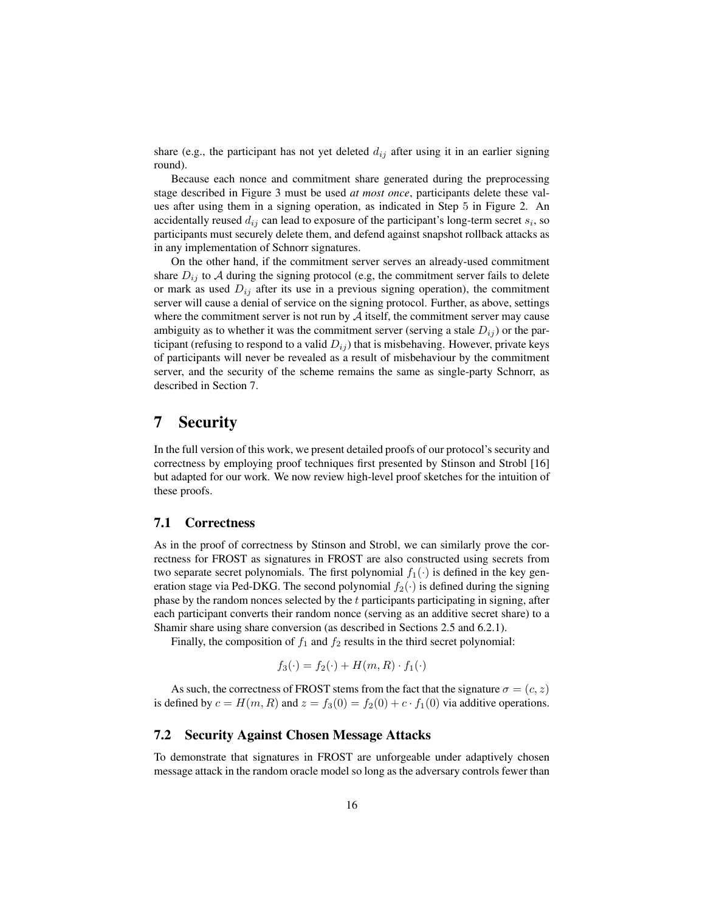share (e.g., the participant has not yet deleted $d_{ij}$ after using it in an earlier signing round).

Because each nonce and commitment share generated during the preprocessing stage described in Figure 3 must be used *at most once*, participants delete these values after using them in a signing operation, as indicated in Step 5 in Figure 2. An accidentally reused $d_{ij}$ can lead to exposure of the participant's long-term secret $s_i$, so participants must securely delete them, and defend against snapshot rollback attacks as in any implementation of Schnorr signatures.

On the other hand, if the commitment server serves an already-used commitment share $D_{ij}$ to $\mathcal{A}$ during the signing protocol (e.g, the commitment server fails to delete or mark as used $D_{ij}$ after its use in a previous signing operation), the commitment server will cause a denial of service on the signing protocol. Further, as above, settings where the commitment server is not run by $\mathcal{A}$ itself, the commitment server may cause ambiguity as to whether it was the commitment server (serving a stale $D_{ij}$) or the participant (refusing to respond to a valid $D_{ij}$) that is misbehaving. However, private keys of participants will never be revealed as a result of misbehaviour by the commitment server, and the security of the scheme remains the same as single-party Schnorr, as described in Section 7.

# 7 Security

In the full version of this work, we present detailed proofs of our protocol's security and correctness by employing proof techniques first presented by Stinson and Strobl [16] but adapted for our work. We now review high-level proof sketches for the intuition of these proofs.

## 7.1 Correctness

As in the proof of correctness by Stinson and Strobl, we can similarly prove the correctness for FROST as signatures in FROST are also constructed using secrets from two separate secret polynomials. The first polynomial $f_1(\cdot)$ is defined in the key generation stage via Ped-DKG. The second polynomial $f_2(\cdot)$ is defined during the signing phase by the random nonces selected by the $t$ participants participating in signing, after each participant converts their random nonce (serving as an additive secret share) to a Shamir share using share conversion (as described in Sections 2.5 and 6.2.1).

Finally, the composition of $f_1$ and $f_2$ results in the third secret polynomial:

$$f_3(\cdot) = f_2(\cdot) + H(m, R) \cdot f_1(\cdot)$$

As such, the correctness of FROST stems from the fact that the signature $\sigma = (c, z)$ is defined by $c = H(m, R)$ and $z = f_3(0) = f_2(0) + c \cdot f_1(0)$ via additive operations.

## 7.2 Security Against Chosen Message Attacks

To demonstrate that signatures in FROST are unforgeable under adaptively chosen message attack in the random oracle model so long as the adversary controls fewer than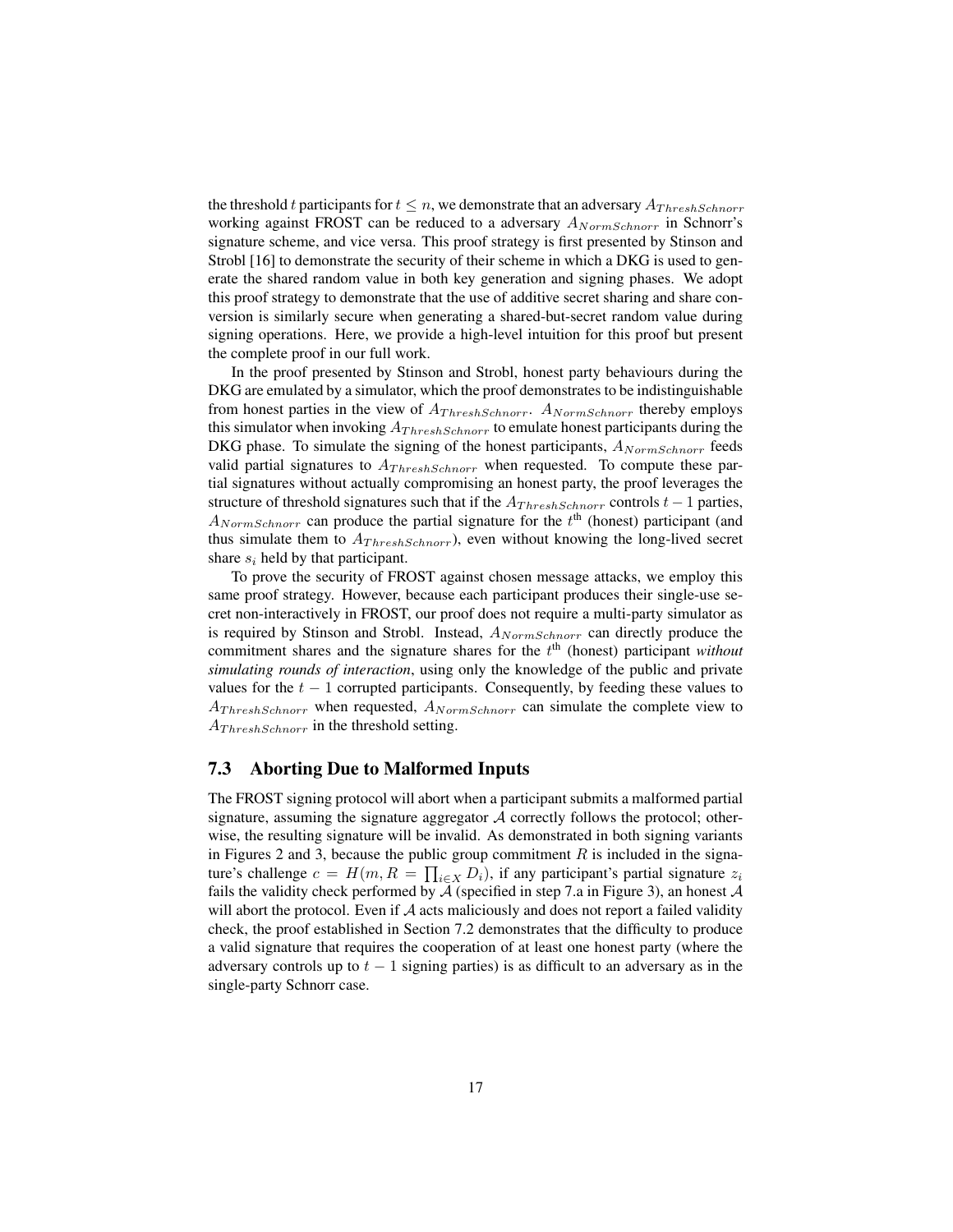the threshold $t$ participants for $t \leq n$, we demonstrate that an adversary $A_{ThreshSchnorr}$ working against FROST can be reduced to a adversary $A_{NormSchnorr}$ in Schnorr's signature scheme, and vice versa. This proof strategy is first presented by Stinson and Strobl [16] to demonstrate the security of their scheme in which a DKG is used to generate the shared random value in both key generation and signing phases. We adopt this proof strategy to demonstrate that the use of additive secret sharing and share conversion is similarly secure when generating a shared-but-secret random value during signing operations. Here, we provide a high-level intuition for this proof but present the complete proof in our full work.

In the proof presented by Stinson and Strobl, honest party behaviours during the DKG are emulated by a simulator, which the proof demonstrates to be indistinguishable from honest parties in the view of $A_{ThreshSchnorr}$. $A_{NormSchnorr}$ thereby employs this simulator when invoking $A_{ThreshSchnorr}$ to emulate honest participants during the DKG phase. To simulate the signing of the honest participants, $A_{NormSchnorr}$ feeds valid partial signatures to $A_{ThreshSchnorr}$ when requested. To compute these partial signatures without actually compromising an honest party, the proof leverages the structure of threshold signatures such that if the $A_{ThreshSchnorr}$ controls $t-1$ parties, $A_{NormSchnorr}$ can produce the partial signature for the $t^{\text{th}}$ (honest) participant (and thus simulate them to $A_{ThreshSchnorr}$), even without knowing the long-lived secret share $s_i$ held by that participant.

To prove the security of FROST against chosen message attacks, we employ this same proof strategy. However, because each participant produces their single-use secret non-interactively in FROST, our proof does not require a multi-party simulator as is required by Stinson and Strobl. Instead, $A_{NormSchnorr}$ can directly produce the commitment shares and the signature shares for the $t^{\text{th}}$ (honest) participant *without simulating rounds of interaction*, using only the knowledge of the public and private values for the $t-1$ corrupted participants. Consequently, by feeding these values to $A_{ThreshSchnorr}$ when requested, $A_{NormSchnorr}$ can simulate the complete view to $A_{ThreshSchnorr}$ in the threshold setting.

### 7.3 Aborting Due to Malformed Inputs

The FROST signing protocol will abort when a participant submits a malformed partial signature, assuming the signature aggregator $\mathcal{A}$ correctly follows the protocol; otherwise, the resulting signature will be invalid. As demonstrated in both signing variants in Figures 2 and 3, because the public group commitment $R$ is included in the signature's challenge $c = H(m, R = \prod_{i \in X} D_i)$, if any participant's partial signature $z_i$ fails the validity check performed by $\mathcal{A}$ (specified in step 7.a in Figure 3), an honest $\mathcal{A}$ will abort the protocol. Even if $\mathcal{A}$ acts maliciously and does not report a failed validity check, the proof established in Section 7.2 demonstrates that the difficulty to produce a valid signature that requires the cooperation of at least one honest party (where the adversary controls up to $t-1$ signing parties) is as difficult to an adversary as in the single-party Schnorr case.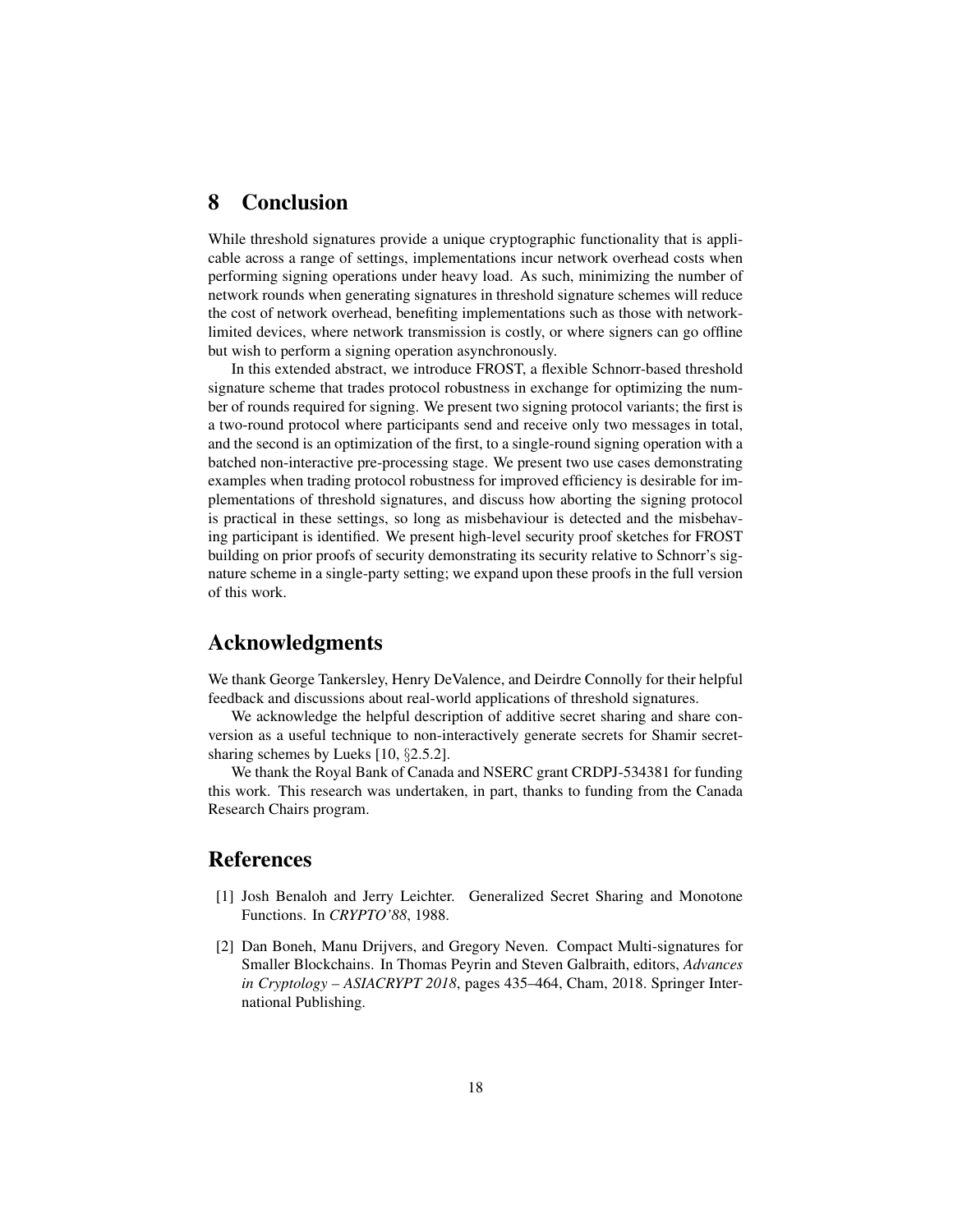# 8 Conclusion

While threshold signatures provide a unique cryptographic functionality that is applicable across a range of settings, implementations incur network overhead costs when performing signing operations under heavy load. As such, minimizing the number of network rounds when generating signatures in threshold signature schemes will reduce the cost of network overhead, benefiting implementations such as those with network-limited devices, where network transmission is costly, or where signers can go offline but wish to perform a signing operation asynchronously.

In this extended abstract, we introduce FROST, a flexible Schnorr-based threshold signature scheme that trades protocol robustness in exchange for optimizing the number of rounds required for signing. We present two signing protocol variants; the first is a two-round protocol where participants send and receive only two messages in total, and the second is an optimization of the first, to a single-round signing operation with a batched non-interactive pre-processing stage. We present two use cases demonstrating examples when trading protocol robustness for improved efficiency is desirable for implementations of threshold signatures, and discuss how aborting the signing protocol is practical in these settings, so long as misbehaviour is detected and the misbehaving participant is identified. We present high-level security proof sketches for FROST building on prior proofs of security demonstrating its security relative to Schnorr's signature scheme in a single-party setting; we expand upon these proofs in the full version of this work.

# Acknowledgments

We thank George Tankersley, Henry DeValence, and Deirdre Connolly for their helpful feedback and discussions about real-world applications of threshold signatures.

We acknowledge the helpful description of additive secret sharing and share conversion as a useful technique to non-interactively generate secrets for Shamir secret-sharing schemes by Lueks [10, §2.5.2].

We thank the Royal Bank of Canada and NSERC grant CRDPJ-534381 for funding this work. This research was undertaken, in part, thanks to funding from the Canada Research Chairs program.

# References

[1] Josh Benaloh and Jerry Leichter. Generalized Secret Sharing and Monotone Functions. In *CRYPTO'88*, 1988.

[2] Dan Boneh, Manu Drijvers, and Gregory Neven. Compact Multi-signatures for Smaller Blockchains. In Thomas Peyrin and Steven Galbraith, editors, *Advances in Cryptology – ASIACRYPT 2018*, pages 435–464, Cham, 2018. Springer International Publishing.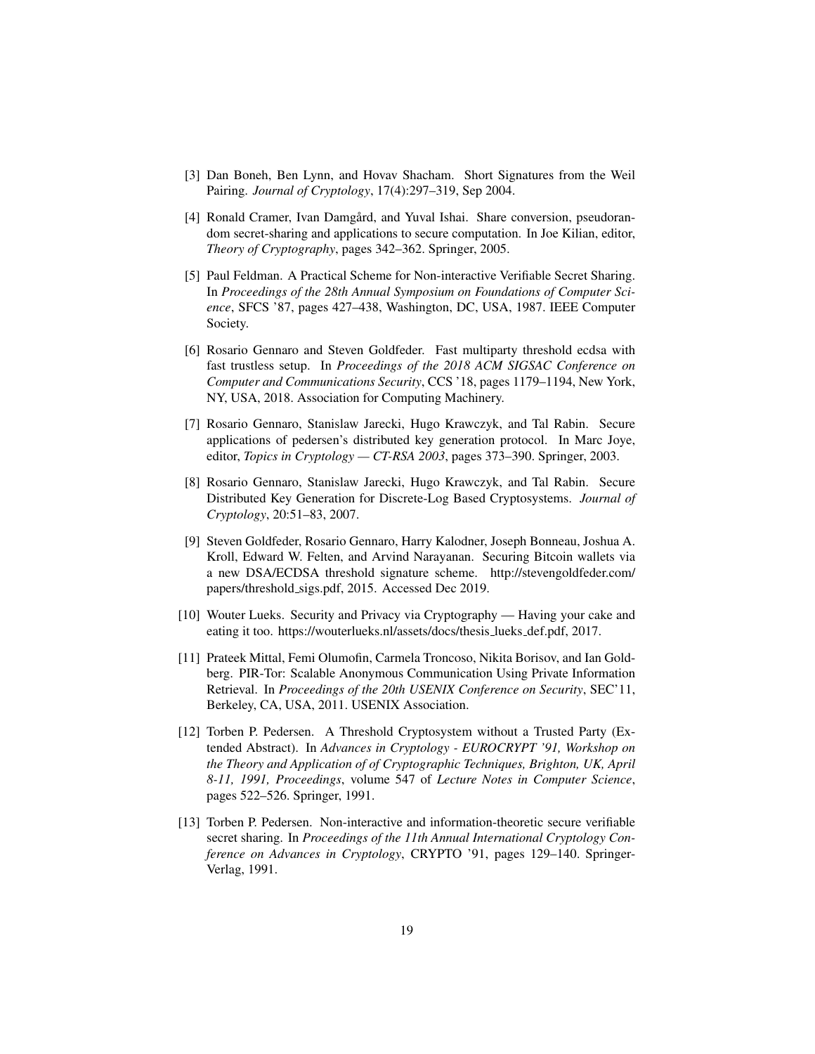[3] Dan Boneh, Ben Lynn, and Hovav Shacham. Short Signatures from the Weil Pairing. *Journal of Cryptology*, 17(4):297–319, Sep 2004.

[4] Ronald Cramer, Ivan Damgård, and Yuval Ishai. Share conversion, pseudorandom secret-sharing and applications to secure computation. In Joe Kilian, editor, *Theory of Cryptography*, pages 342–362. Springer, 2005.

[5] Paul Feldman. A Practical Scheme for Non-interactive Verifiable Secret Sharing. In *Proceedings of the 28th Annual Symposium on Foundations of Computer Science*, SFCS '87, pages 427–438, Washington, DC, USA, 1987. IEEE Computer Society.

[6] Rosario Gennaro and Steven Goldfeder. Fast multiparty threshold ecdsa with fast trustless setup. In *Proceedings of the 2018 ACM SIGSAC Conference on Computer and Communications Security*, CCS '18, pages 1179–1194, New York, NY, USA, 2018. Association for Computing Machinery.

[7] Rosario Gennaro, Stanislaw Jarecki, Hugo Krawczyk, and Tal Rabin. Secure applications of pedersen's distributed key generation protocol. In Marc Joye, editor, *Topics in Cryptology — CT-RSA 2003*, pages 373–390. Springer, 2003.

[8] Rosario Gennaro, Stanislaw Jarecki, Hugo Krawczyk, and Tal Rabin. Secure Distributed Key Generation for Discrete-Log Based Cryptosystems. *Journal of Cryptology*, 20:51–83, 2007.

[9] Steven Goldfeder, Rosario Gennaro, Harry Kalodner, Joseph Bonneau, Joshua A. Kroll, Edward W. Felten, and Arvind Narayanan. Securing Bitcoin wallets via a new DSA/ECDSA threshold signature scheme. http://stevengoldfeder.com/papers/threshold_sigs.pdf, 2015. Accessed Dec 2019.

[10] Wouter Lueks. Security and Privacy via Cryptography — Having your cake and eating it too. https://wouterlueks.nl/assets/docs/thesis_lueks_def.pdf, 2017.

[11] Prateek Mittal, Femi Olumofin, Carmela Troncoso, Nikita Borisov, and Ian Goldberg. PIR-Tor: Scalable Anonymous Communication Using Private Information Retrieval. In *Proceedings of the 20th USENIX Conference on Security*, SEC'11, Berkeley, CA, USA, 2011. USENIX Association.

[12] Torben P. Pedersen. A Threshold Cryptosystem without a Trusted Party (Extended Abstract). In *Advances in Cryptology - EUROCRYPT '91, Workshop on the Theory and Application of of Cryptographic Techniques, Brighton, UK, April 8-11, 1991, Proceedings*, volume 547 of *Lecture Notes in Computer Science*, pages 522–526. Springer, 1991.

[13] Torben P. Pedersen. Non-interactive and information-theoretic secure verifiable secret sharing. In *Proceedings of the 11th Annual International Cryptology Conference on Advances in Cryptology*, CRYPTO '91, pages 129–140. Springer-Verlag, 1991.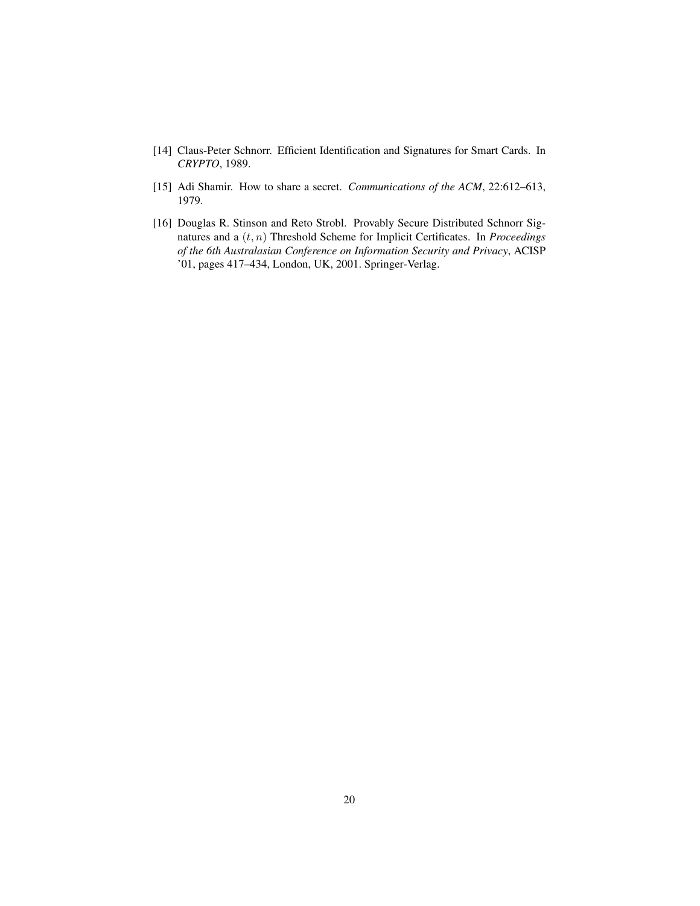[14] Claus-Peter Schnorr. Efficient Identification and Signatures for Smart Cards. In *CRYPTO*, 1989.

[15] Adi Shamir. How to share a secret. *Communications of the ACM*, 22:612–613, 1979.

[16] Douglas R. Stinson and Reto Strobl. Provably Secure Distributed Schnorr Signatures and a $(t, n)$ Threshold Scheme for Implicit Certificates. In *Proceedings of the 6th Australasian Conference on Information Security and Privacy*, ACISP '01, pages 417–434, London, UK, 2001. Springer-Verlag.